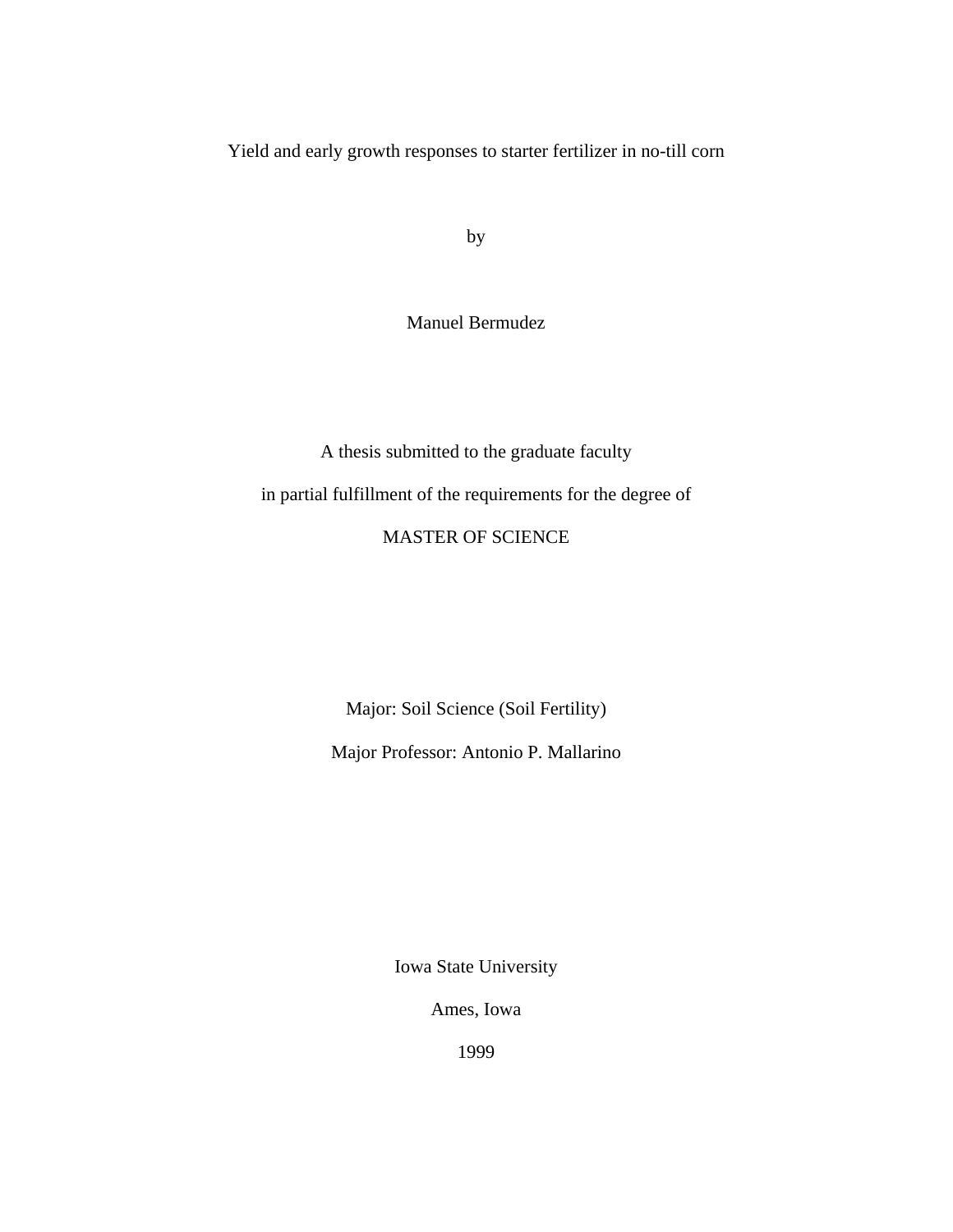# Yield and early growth responses to starter fertilizer in no-till corn

by

Manuel Bermudez

A thesis submitted to the graduate faculty

in partial fulfillment of the requirements for the degree of

MASTER OF SCIENCE

Major: Soil Science (Soil Fertility)

Major Professor: Antonio P. Mallarino

Iowa State University

Ames, Iowa

1999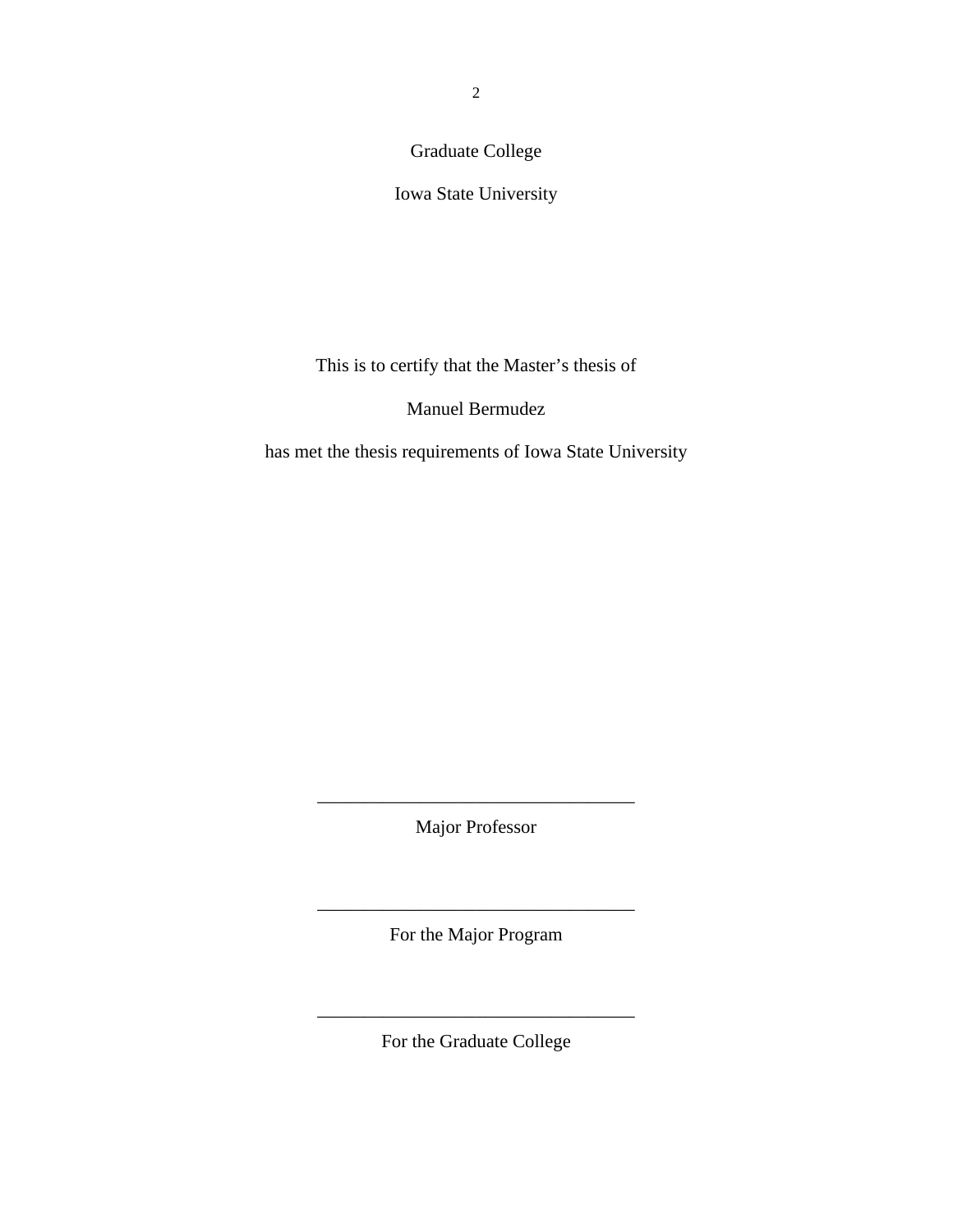Graduate College

Iowa State University

This is to certify that the Master's thesis of

Manuel Bermudez

has met the thesis requirements of Iowa State University

_________________________________

Major Professor

_________________________________

For the Major Program

_________________________________

For the Graduate College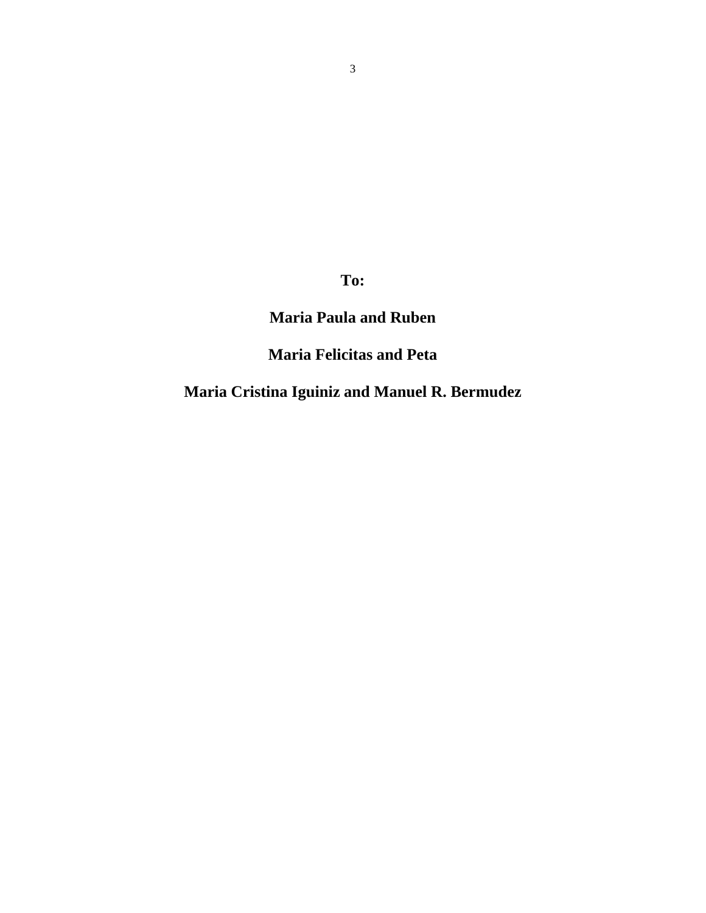**To:**

**Maria Paula and Ruben**

**Maria Felicitas and Peta**

**Maria Cristina Iguiniz and Manuel R. Bermudez**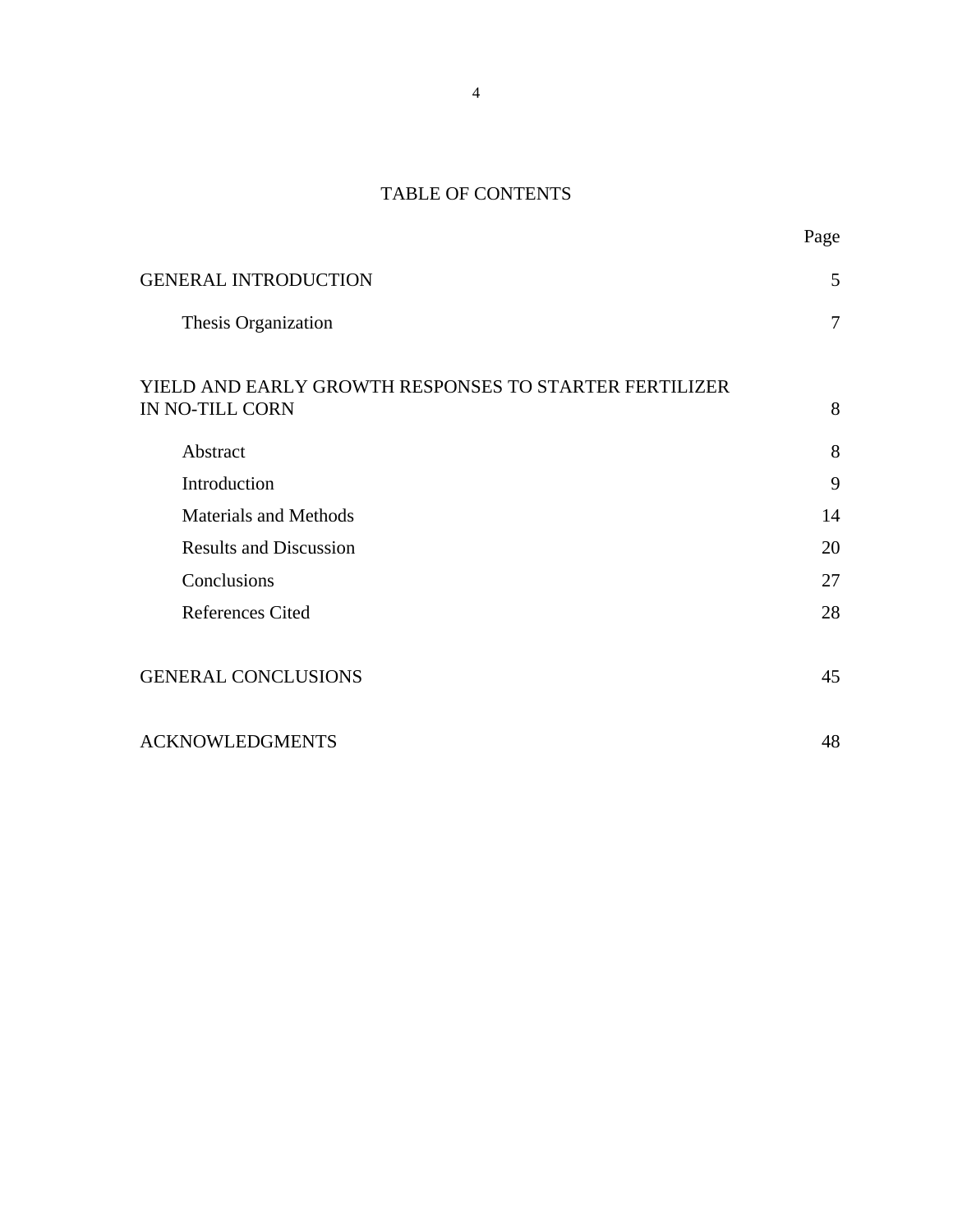# TABLE OF CONTENTS

| | Page |
|---|---|
| GENERAL INTRODUCTION | 5 |
| Thesis Organization | 7 |
| YIELD AND EARLY GROWTH RESPONSES TO STARTER FERTILIZER IN NO-TILL CORN | 8 |
| Abstract | 8 |
| Introduction | 9 |
| Materials and Methods | 14 |
| Results and Discussion | 20 |
| Conclusions | 27 |
| References Cited | 28 |
| GENERAL CONCLUSIONS | 45 |
| ACKNOWLEDGMENTS | 48 |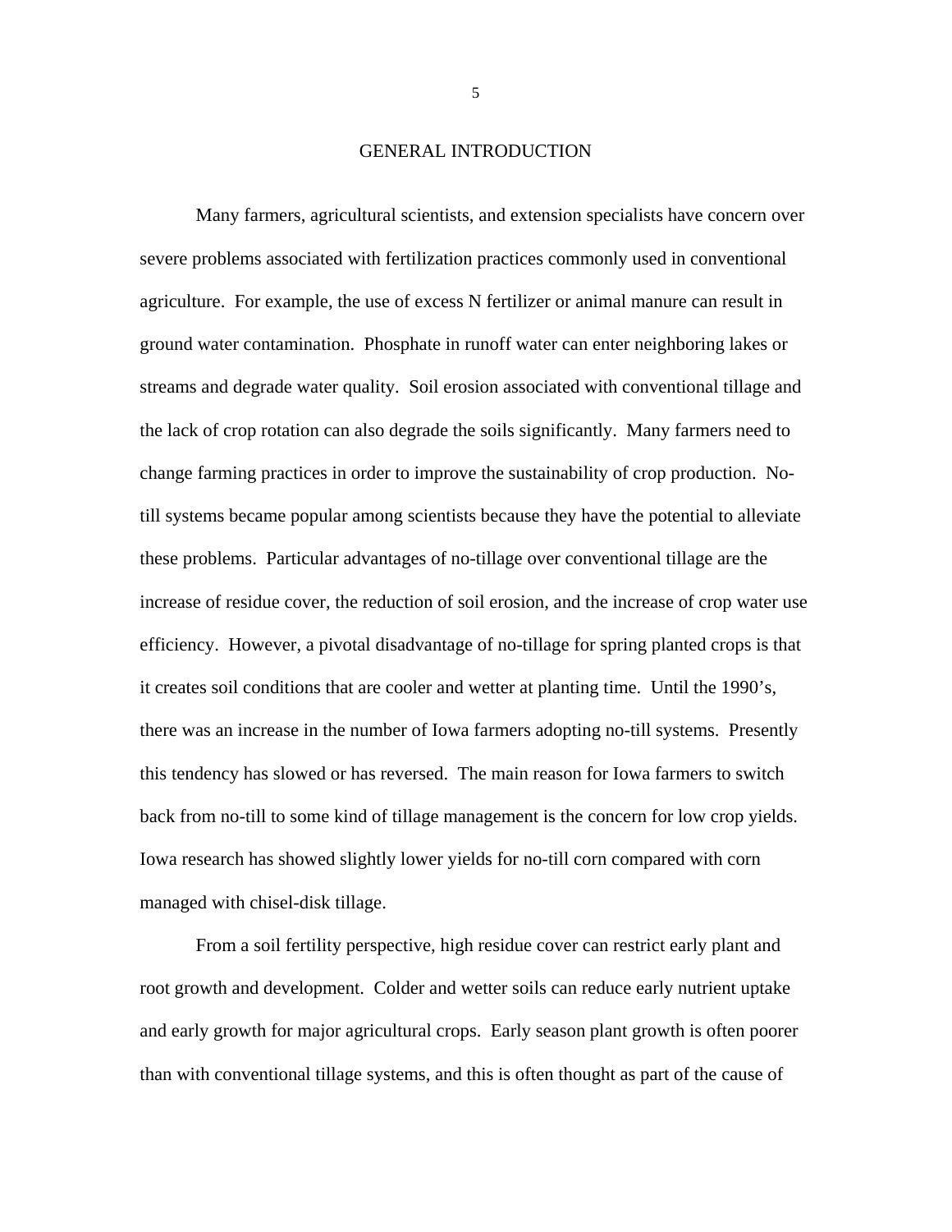# GENERAL INTRODUCTION

Many farmers, agricultural scientists, and extension specialists have concern over severe problems associated with fertilization practices commonly used in conventional agriculture. For example, the use of excess N fertilizer or animal manure can result in ground water contamination. Phosphate in runoff water can enter neighboring lakes or streams and degrade water quality. Soil erosion associated with conventional tillage and the lack of crop rotation can also degrade the soils significantly. Many farmers need to change farming practices in order to improve the sustainability of crop production. No-till systems became popular among scientists because they have the potential to alleviate these problems. Particular advantages of no-tillage over conventional tillage are the increase of residue cover, the reduction of soil erosion, and the increase of crop water use efficiency. However, a pivotal disadvantage of no-tillage for spring planted crops is that it creates soil conditions that are cooler and wetter at planting time. Until the 1990's, there was an increase in the number of Iowa farmers adopting no-till systems. Presently this tendency has slowed or has reversed. The main reason for Iowa farmers to switch back from no-till to some kind of tillage management is the concern for low crop yields. Iowa research has showed slightly lower yields for no-till corn compared with corn managed with chisel-disk tillage.

From a soil fertility perspective, high residue cover can restrict early plant and root growth and development. Colder and wetter soils can reduce early nutrient uptake and early growth for major agricultural crops. Early season plant growth is often poorer than with conventional tillage systems, and this is often thought as part of the cause of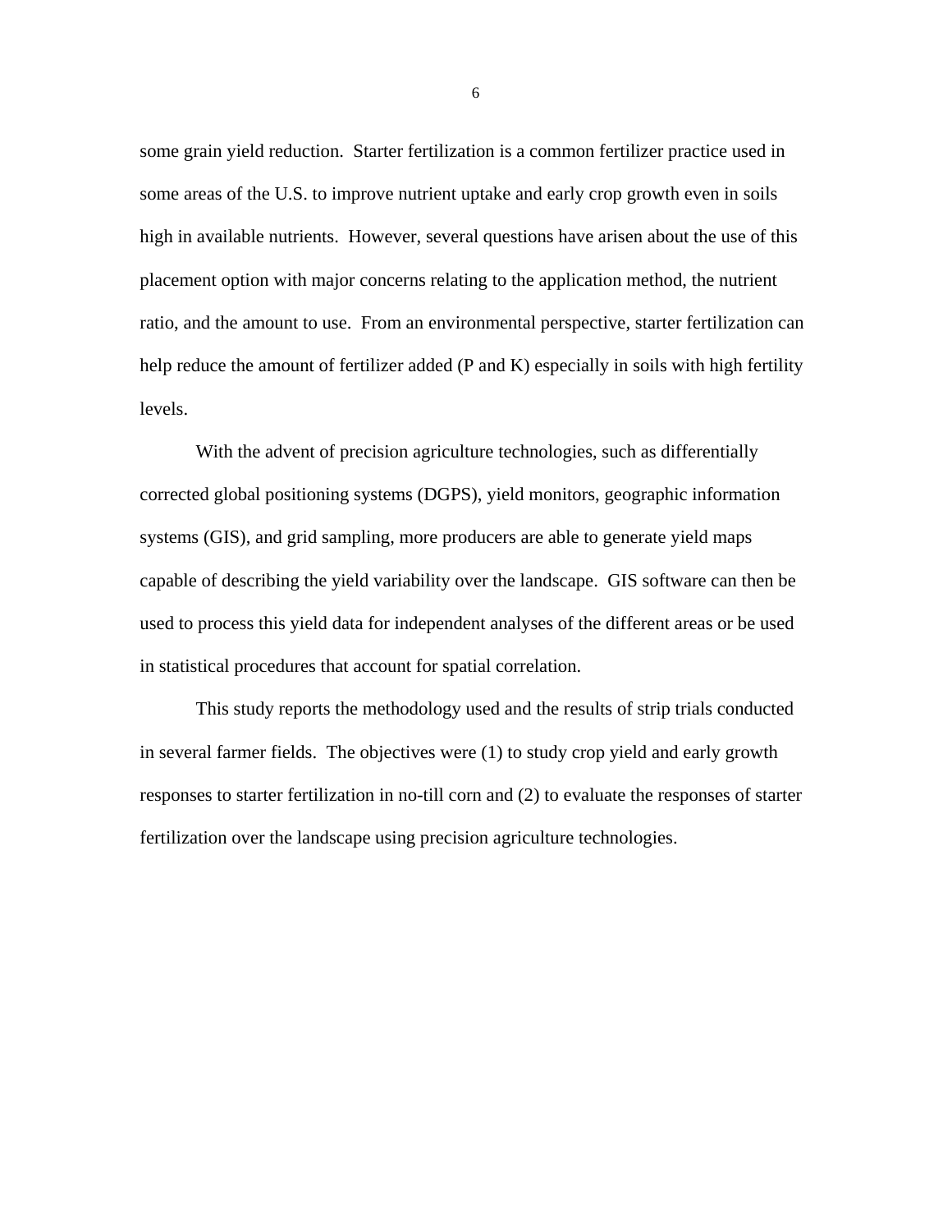some grain yield reduction. Starter fertilization is a common fertilizer practice used in some areas of the U.S. to improve nutrient uptake and early crop growth even in soils high in available nutrients. However, several questions have arisen about the use of this placement option with major concerns relating to the application method, the nutrient ratio, and the amount to use. From an environmental perspective, starter fertilization can help reduce the amount of fertilizer added (P and K) especially in soils with high fertility levels.

With the advent of precision agriculture technologies, such as differentially corrected global positioning systems (DGPS), yield monitors, geographic information systems (GIS), and grid sampling, more producers are able to generate yield maps capable of describing the yield variability over the landscape. GIS software can then be used to process this yield data for independent analyses of the different areas or be used in statistical procedures that account for spatial correlation.

This study reports the methodology used and the results of strip trials conducted in several farmer fields. The objectives were (1) to study crop yield and early growth responses to starter fertilization in no-till corn and (2) to evaluate the responses of starter fertilization over the landscape using precision agriculture technologies.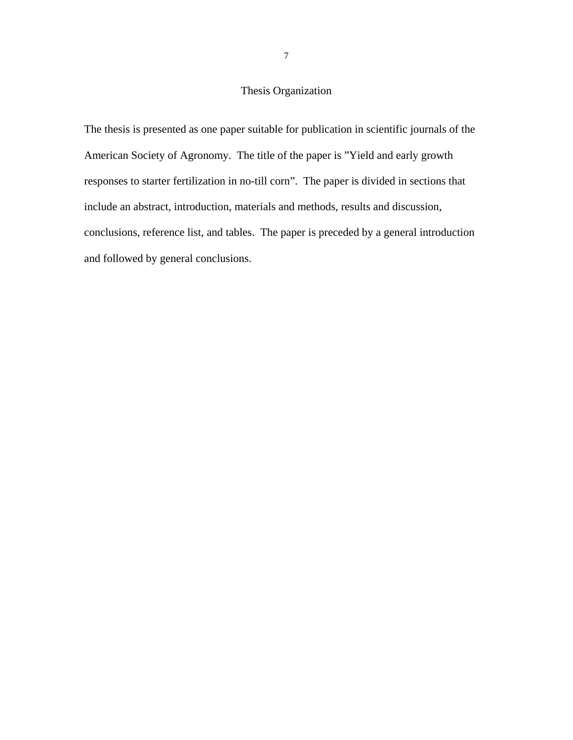## Thesis Organization

The thesis is presented as one paper suitable for publication in scientific journals of the American Society of Agronomy. The title of the paper is ”Yield and early growth responses to starter fertilization in no-till corn”. The paper is divided in sections that include an abstract, introduction, materials and methods, results and discussion, conclusions, reference list, and tables. The paper is preceded by a general introduction and followed by general conclusions.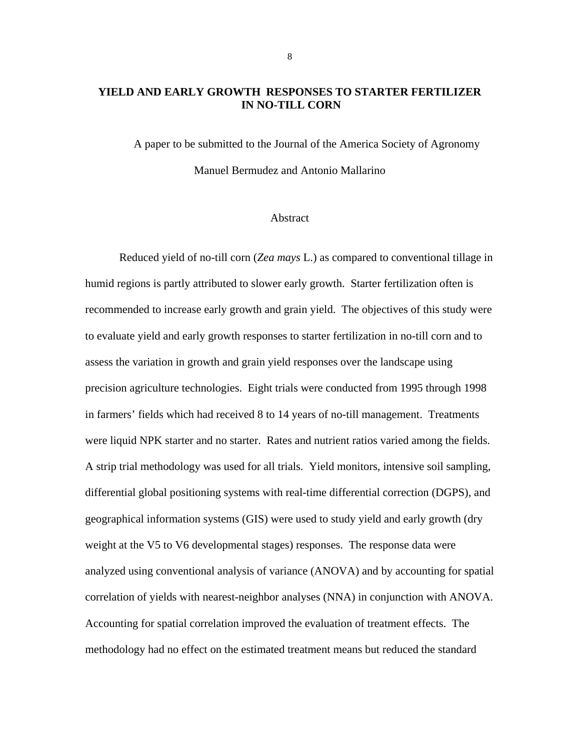# YIELD AND EARLY GROWTH RESPONSES TO STARTER FERTILIZER IN NO-TILL CORN

A paper to be submitted to the Journal of the America Society of Agronomy

Manuel Bermudez and Antonio Mallarino

## Abstract

Reduced yield of no-till corn (*Zea mays* L.) as compared to conventional tillage in humid regions is partly attributed to slower early growth. Starter fertilization often is recommended to increase early growth and grain yield. The objectives of this study were to evaluate yield and early growth responses to starter fertilization in no-till corn and to assess the variation in growth and grain yield responses over the landscape using precision agriculture technologies. Eight trials were conducted from 1995 through 1998 in farmers' fields which had received 8 to 14 years of no-till management. Treatments were liquid NPK starter and no starter. Rates and nutrient ratios varied among the fields. A strip trial methodology was used for all trials. Yield monitors, intensive soil sampling, differential global positioning systems with real-time differential correction (DGPS), and geographical information systems (GIS) were used to study yield and early growth (dry weight at the V5 to V6 developmental stages) responses. The response data were analyzed using conventional analysis of variance (ANOVA) and by accounting for spatial correlation of yields with nearest-neighbor analyses (NNA) in conjunction with ANOVA. Accounting for spatial correlation improved the evaluation of treatment effects. The methodology had no effect on the estimated treatment means but reduced the standard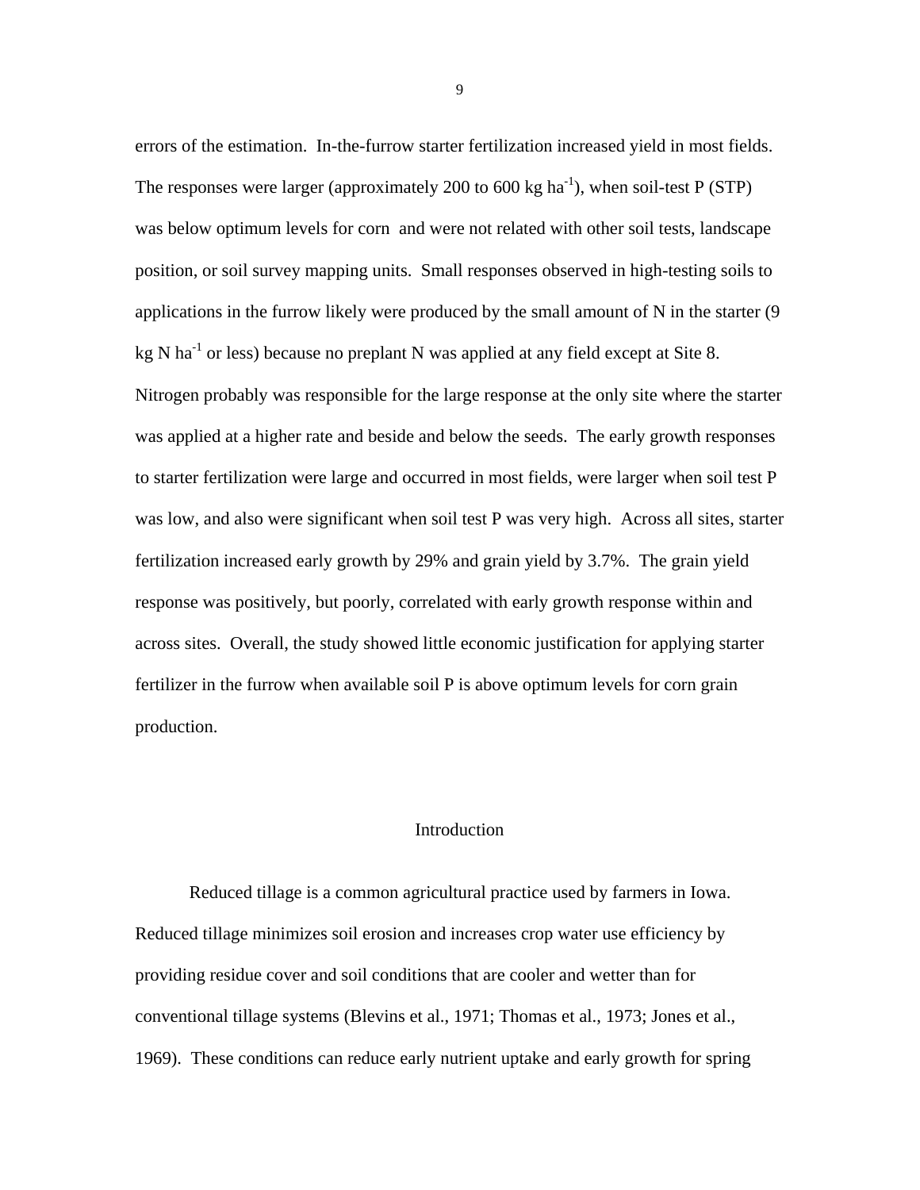errors of the estimation. In-the-furrow starter fertilization increased yield in most fields. The responses were larger (approximately 200 to 600 kg ha$^{-1}$), when soil-test P (STP) was below optimum levels for corn and were not related with other soil tests, landscape position, or soil survey mapping units. Small responses observed in high-testing soils to applications in the furrow likely were produced by the small amount of N in the starter (9 kg N ha$^{-1}$ or less) because no preplant N was applied at any field except at Site 8. Nitrogen probably was responsible for the large response at the only site where the starter was applied at a higher rate and beside and below the seeds. The early growth responses to starter fertilization were large and occurred in most fields, were larger when soil test P was low, and also were significant when soil test P was very high. Across all sites, starter fertilization increased early growth by 29% and grain yield by 3.7%. The grain yield response was positively, but poorly, correlated with early growth response within and across sites. Overall, the study showed little economic justification for applying starter fertilizer in the furrow when available soil P is above optimum levels for corn grain production.

## Introduction

Reduced tillage is a common agricultural practice used by farmers in Iowa. Reduced tillage minimizes soil erosion and increases crop water use efficiency by providing residue cover and soil conditions that are cooler and wetter than for conventional tillage systems (Blevins et al., 1971; Thomas et al., 1973; Jones et al., 1969). These conditions can reduce early nutrient uptake and early growth for spring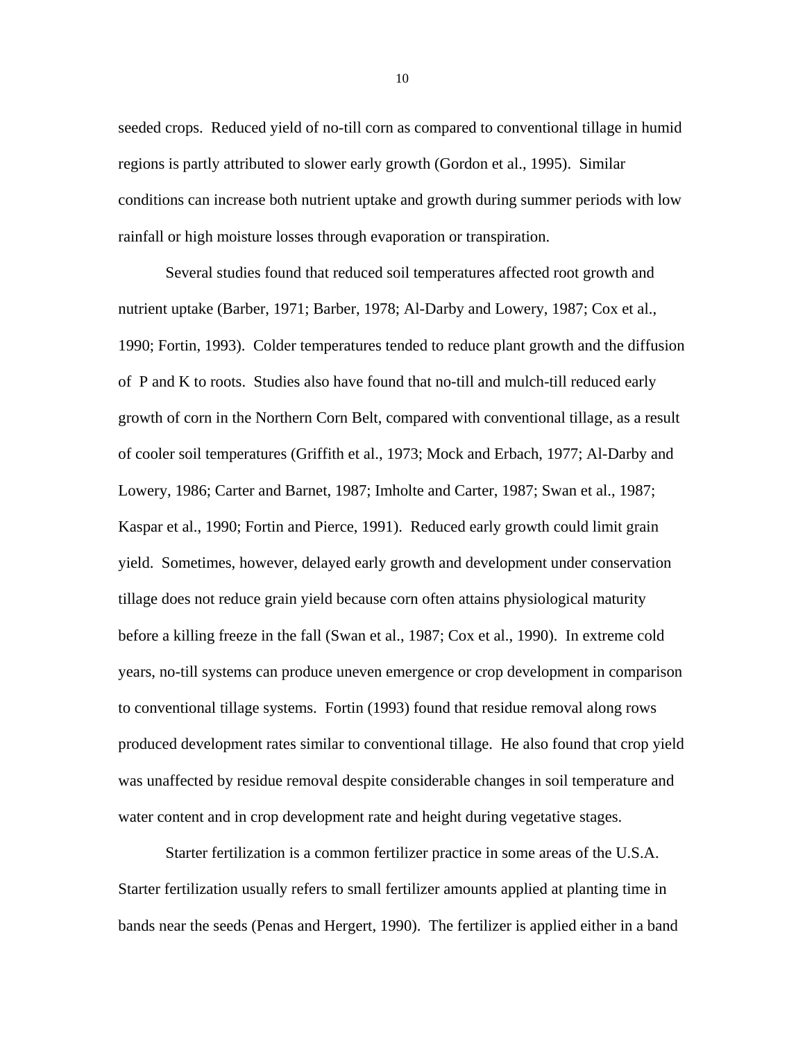seeded crops. Reduced yield of no-till corn as compared to conventional tillage in humid regions is partly attributed to slower early growth (Gordon et al., 1995). Similar conditions can increase both nutrient uptake and growth during summer periods with low rainfall or high moisture losses through evaporation or transpiration.

Several studies found that reduced soil temperatures affected root growth and nutrient uptake (Barber, 1971; Barber, 1978; Al-Darby and Lowery, 1987; Cox et al., 1990; Fortin, 1993). Colder temperatures tended to reduce plant growth and the diffusion of P and K to roots. Studies also have found that no-till and mulch-till reduced early growth of corn in the Northern Corn Belt, compared with conventional tillage, as a result of cooler soil temperatures (Griffith et al., 1973; Mock and Erbach, 1977; Al-Darby and Lowery, 1986; Carter and Barnet, 1987; Imholte and Carter, 1987; Swan et al., 1987; Kaspar et al., 1990; Fortin and Pierce, 1991). Reduced early growth could limit grain yield. Sometimes, however, delayed early growth and development under conservation tillage does not reduce grain yield because corn often attains physiological maturity before a killing freeze in the fall (Swan et al., 1987; Cox et al., 1990). In extreme cold years, no-till systems can produce uneven emergence or crop development in comparison to conventional tillage systems. Fortin (1993) found that residue removal along rows produced development rates similar to conventional tillage. He also found that crop yield was unaffected by residue removal despite considerable changes in soil temperature and water content and in crop development rate and height during vegetative stages.

Starter fertilization is a common fertilizer practice in some areas of the U.S.A. Starter fertilization usually refers to small fertilizer amounts applied at planting time in bands near the seeds (Penas and Hergert, 1990). The fertilizer is applied either in a band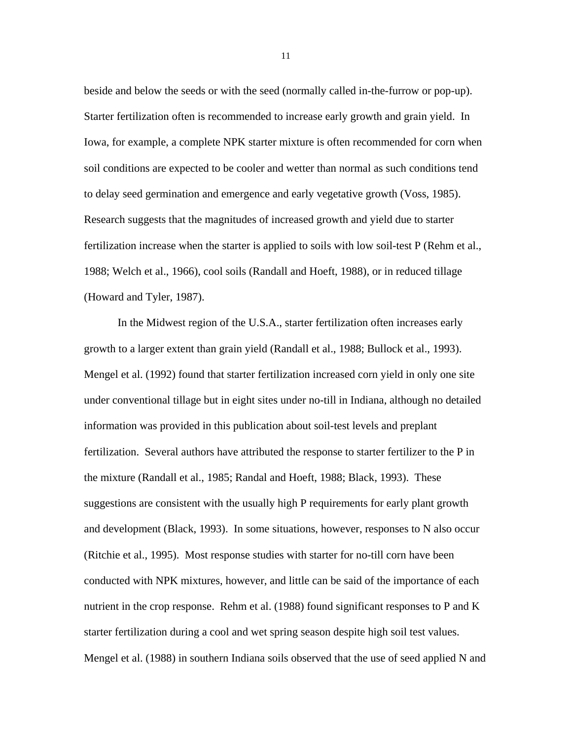beside and below the seeds or with the seed (normally called in-the-furrow or pop-up). Starter fertilization often is recommended to increase early growth and grain yield. In Iowa, for example, a complete NPK starter mixture is often recommended for corn when soil conditions are expected to be cooler and wetter than normal as such conditions tend to delay seed germination and emergence and early vegetative growth (Voss, 1985). Research suggests that the magnitudes of increased growth and yield due to starter fertilization increase when the starter is applied to soils with low soil-test P (Rehm et al., 1988; Welch et al., 1966), cool soils (Randall and Hoeft, 1988), or in reduced tillage (Howard and Tyler, 1987).

In the Midwest region of the U.S.A., starter fertilization often increases early growth to a larger extent than grain yield (Randall et al., 1988; Bullock et al., 1993). Mengel et al. (1992) found that starter fertilization increased corn yield in only one site under conventional tillage but in eight sites under no-till in Indiana, although no detailed information was provided in this publication about soil-test levels and preplant fertilization. Several authors have attributed the response to starter fertilizer to the P in the mixture (Randall et al., 1985; Randal and Hoeft, 1988; Black, 1993). These suggestions are consistent with the usually high P requirements for early plant growth and development (Black, 1993). In some situations, however, responses to N also occur (Ritchie et al., 1995). Most response studies with starter for no-till corn have been conducted with NPK mixtures, however, and little can be said of the importance of each nutrient in the crop response. Rehm et al. (1988) found significant responses to P and K starter fertilization during a cool and wet spring season despite high soil test values. Mengel et al. (1988) in southern Indiana soils observed that the use of seed applied N and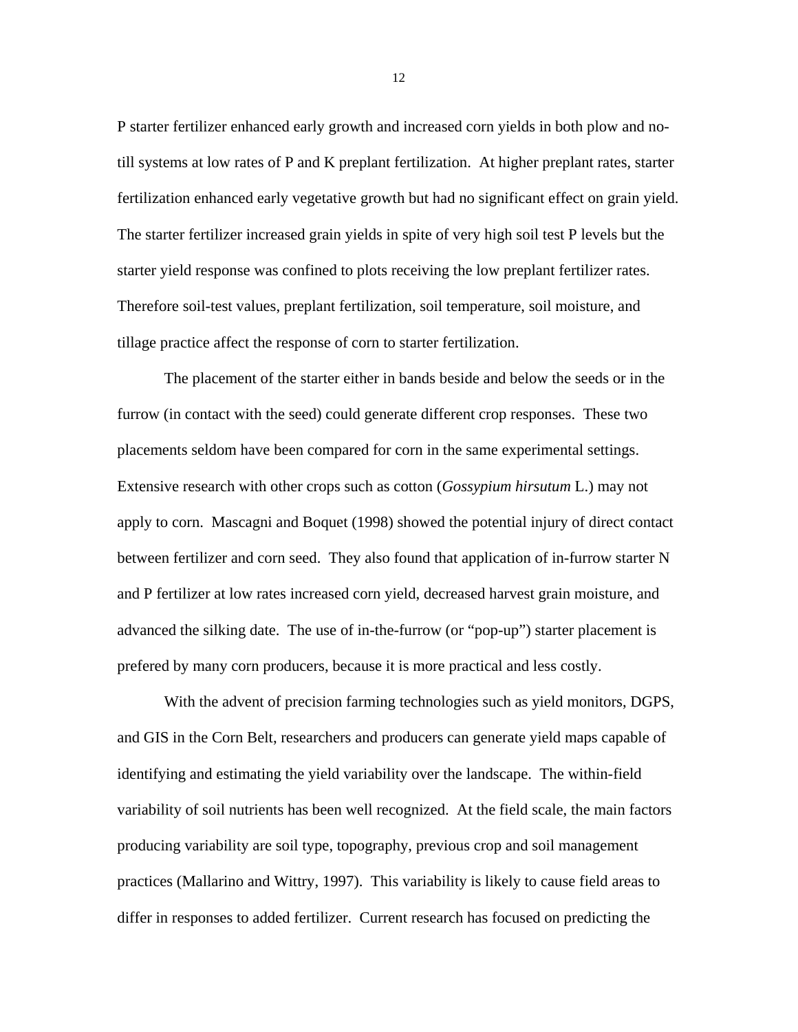P starter fertilizer enhanced early growth and increased corn yields in both plow and no-till systems at low rates of P and K preplant fertilization. At higher preplant rates, starter fertilization enhanced early vegetative growth but had no significant effect on grain yield. The starter fertilizer increased grain yields in spite of very high soil test P levels but the starter yield response was confined to plots receiving the low preplant fertilizer rates. Therefore soil-test values, preplant fertilization, soil temperature, soil moisture, and tillage practice affect the response of corn to starter fertilization.

The placement of the starter either in bands beside and below the seeds or in the furrow (in contact with the seed) could generate different crop responses. These two placements seldom have been compared for corn in the same experimental settings. Extensive research with other crops such as cotton (*Gossypium hirsutum* L.) may not apply to corn. Mascagni and Boquet (1998) showed the potential injury of direct contact between fertilizer and corn seed. They also found that application of in-furrow starter N and P fertilizer at low rates increased corn yield, decreased harvest grain moisture, and advanced the silking date. The use of in-the-furrow (or "pop-up") starter placement is prefered by many corn producers, because it is more practical and less costly.

With the advent of precision farming technologies such as yield monitors, DGPS, and GIS in the Corn Belt, researchers and producers can generate yield maps capable of identifying and estimating the yield variability over the landscape. The within-field variability of soil nutrients has been well recognized. At the field scale, the main factors producing variability are soil type, topography, previous crop and soil management practices (Mallarino and Wittry, 1997). This variability is likely to cause field areas to differ in responses to added fertilizer. Current research has focused on predicting the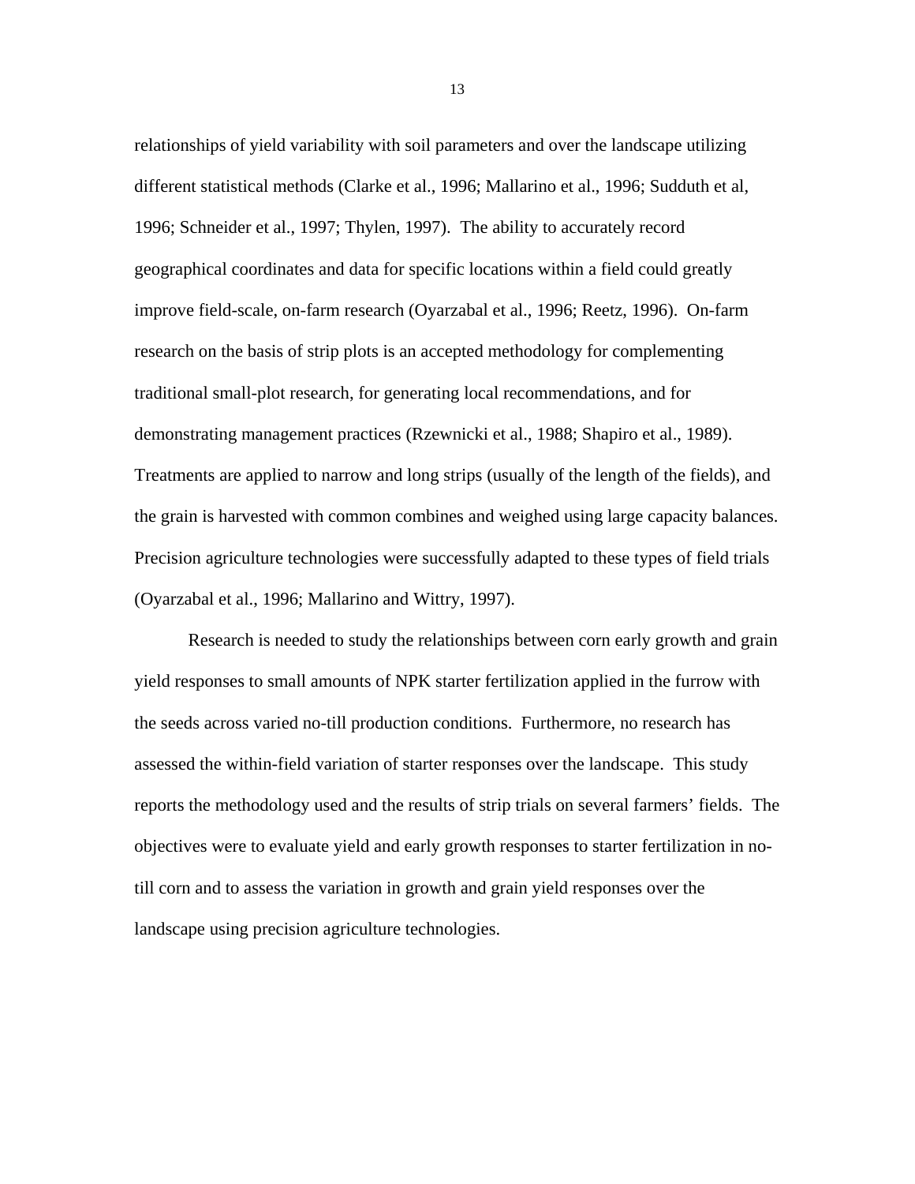relationships of yield variability with soil parameters and over the landscape utilizing different statistical methods (Clarke et al., 1996; Mallarino et al., 1996; Sudduth et al, 1996; Schneider et al., 1997; Thylen, 1997). The ability to accurately record geographical coordinates and data for specific locations within a field could greatly improve field-scale, on-farm research (Oyarzabal et al., 1996; Reetz, 1996). On-farm research on the basis of strip plots is an accepted methodology for complementing traditional small-plot research, for generating local recommendations, and for demonstrating management practices (Rzewnicki et al., 1988; Shapiro et al., 1989). Treatments are applied to narrow and long strips (usually of the length of the fields), and the grain is harvested with common combines and weighed using large capacity balances. Precision agriculture technologies were successfully adapted to these types of field trials (Oyarzabal et al., 1996; Mallarino and Wittry, 1997).

Research is needed to study the relationships between corn early growth and grain yield responses to small amounts of NPK starter fertilization applied in the furrow with the seeds across varied no-till production conditions. Furthermore, no research has assessed the within-field variation of starter responses over the landscape. This study reports the methodology used and the results of strip trials on several farmers' fields. The objectives were to evaluate yield and early growth responses to starter fertilization in no-till corn and to assess the variation in growth and grain yield responses over the landscape using precision agriculture technologies.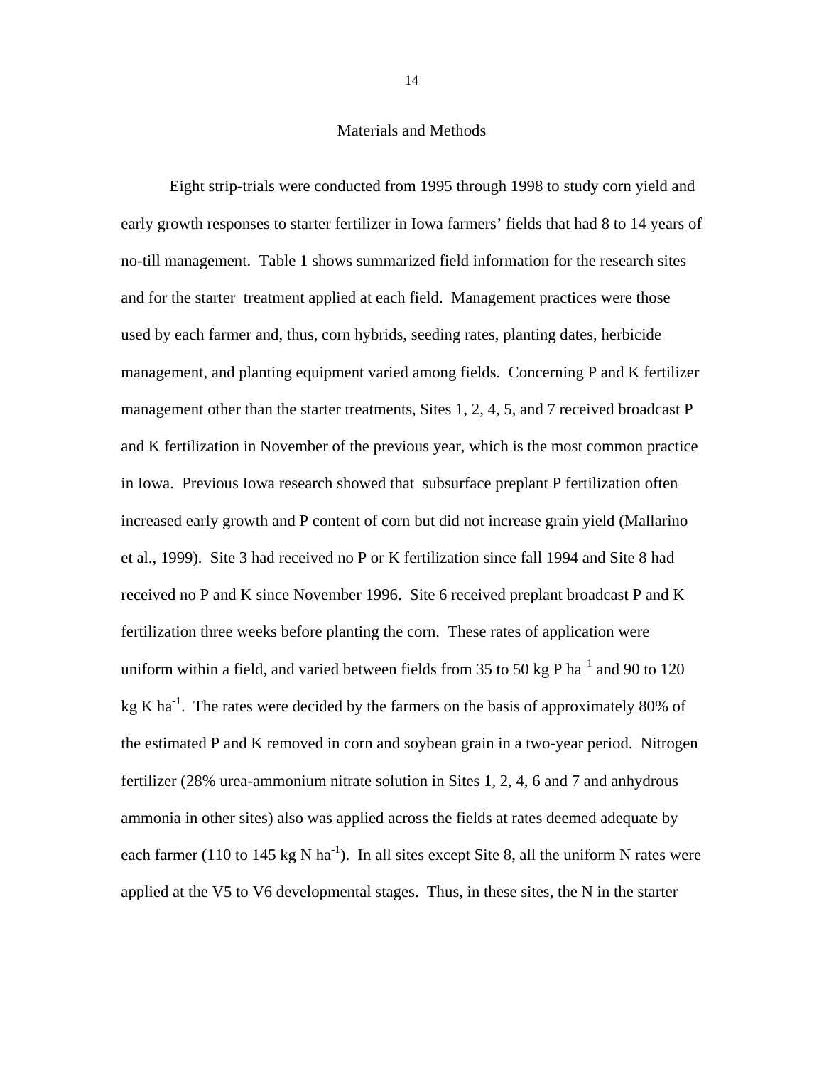## Materials and Methods

Eight strip-trials were conducted from 1995 through 1998 to study corn yield and early growth responses to starter fertilizer in Iowa farmers' fields that had 8 to 14 years of no-till management. Table 1 shows summarized field information for the research sites and for the starter treatment applied at each field. Management practices were those used by each farmer and, thus, corn hybrids, seeding rates, planting dates, herbicide management, and planting equipment varied among fields. Concerning P and K fertilizer management other than the starter treatments, Sites 1, 2, 4, 5, and 7 received broadcast P and K fertilization in November of the previous year, which is the most common practice in Iowa. Previous Iowa research showed that subsurface preplant P fertilization often increased early growth and P content of corn but did not increase grain yield (Mallarino et al., 1999). Site 3 had received no P or K fertilization since fall 1994 and Site 8 had received no P and K since November 1996. Site 6 received preplant broadcast P and K fertilization three weeks before planting the corn. These rates of application were uniform within a field, and varied between fields from 35 to 50 kg P $ha^{-1}$ and 90 to 120 kg K $ha^{-1}$. The rates were decided by the farmers on the basis of approximately 80% of the estimated P and K removed in corn and soybean grain in a two-year period. Nitrogen fertilizer (28% urea-ammonium nitrate solution in Sites 1, 2, 4, 6 and 7 and anhydrous ammonia in other sites) also was applied across the fields at rates deemed adequate by each farmer (110 to 145 kg N $ha^{-1}$). In all sites except Site 8, all the uniform N rates were applied at the V5 to V6 developmental stages. Thus, in these sites, the N in the starter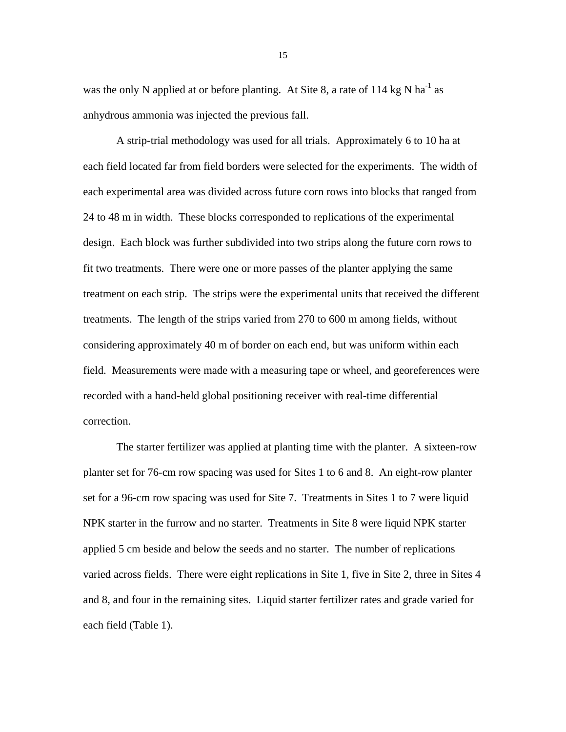was the only N applied at or before planting. At Site 8, a rate of 114 kg N $ha^{-1}$ as anhydrous ammonia was injected the previous fall.

A strip-trial methodology was used for all trials. Approximately 6 to 10 ha at each field located far from field borders were selected for the experiments. The width of each experimental area was divided across future corn rows into blocks that ranged from 24 to 48 m in width. These blocks corresponded to replications of the experimental design. Each block was further subdivided into two strips along the future corn rows to fit two treatments. There were one or more passes of the planter applying the same treatment on each strip. The strips were the experimental units that received the different treatments. The length of the strips varied from 270 to 600 m among fields, without considering approximately 40 m of border on each end, but was uniform within each field. Measurements were made with a measuring tape or wheel, and georeferences were recorded with a hand-held global positioning receiver with real-time differential correction.

The starter fertilizer was applied at planting time with the planter. A sixteen-row planter set for 76-cm row spacing was used for Sites 1 to 6 and 8. An eight-row planter set for a 96-cm row spacing was used for Site 7. Treatments in Sites 1 to 7 were liquid NPK starter in the furrow and no starter. Treatments in Site 8 were liquid NPK starter applied 5 cm beside and below the seeds and no starter. The number of replications varied across fields. There were eight replications in Site 1, five in Site 2, three in Sites 4 and 8, and four in the remaining sites. Liquid starter fertilizer rates and grade varied for each field (Table 1).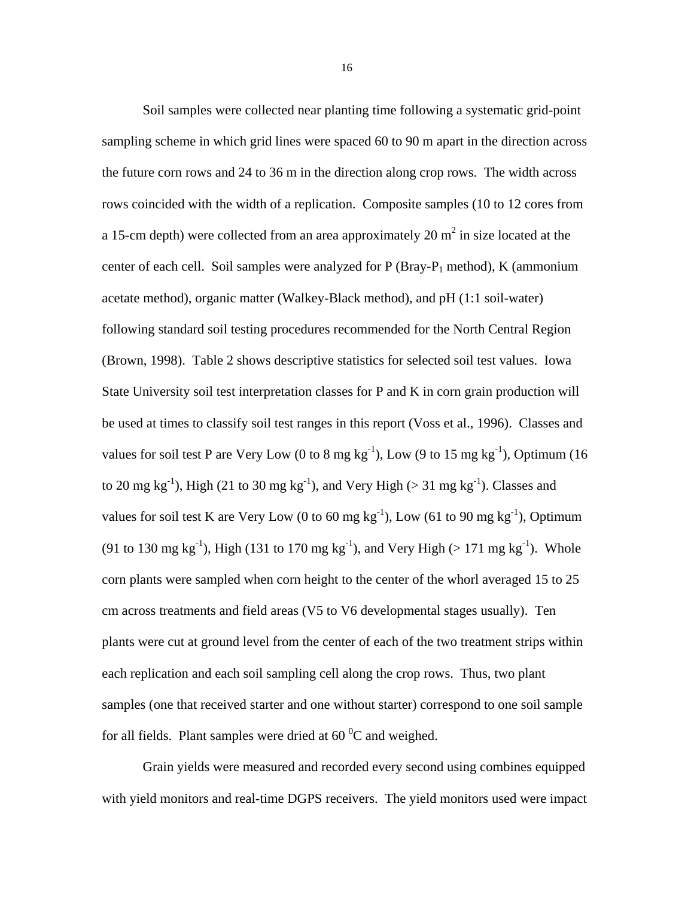Soil samples were collected near planting time following a systematic grid-point sampling scheme in which grid lines were spaced 60 to 90 m apart in the direction across the future corn rows and 24 to 36 m in the direction along crop rows. The width across rows coincided with the width of a replication. Composite samples (10 to 12 cores from a 15-cm depth) were collected from an area approximately 20 $m^2$ in size located at the center of each cell. Soil samples were analyzed for P (Bray-$P_1$ method), K (ammonium acetate method), organic matter (Walkey-Black method), and pH (1:1 soil-water) following standard soil testing procedures recommended for the North Central Region (Brown, 1998). Table 2 shows descriptive statistics for selected soil test values. Iowa State University soil test interpretation classes for P and K in corn grain production will be used at times to classify soil test ranges in this report (Voss et al., 1996). Classes and values for soil test P are Very Low (0 to 8 mg $kg^{-1}$), Low (9 to 15 mg $kg^{-1}$), Optimum (16 to 20 mg $kg^{-1}$), High (21 to 30 mg $kg^{-1}$), and Very High (> 31 mg $kg^{-1}$). Classes and values for soil test K are Very Low (0 to 60 mg $kg^{-1}$), Low (61 to 90 mg $kg^{-1}$), Optimum (91 to 130 mg $kg^{-1}$), High (131 to 170 mg $kg^{-1}$), and Very High (> 171 mg $kg^{-1}$). Whole corn plants were sampled when corn height to the center of the whorl averaged 15 to 25 cm across treatments and field areas (V5 to V6 developmental stages usually). Ten plants were cut at ground level from the center of each of the two treatment strips within each replication and each soil sampling cell along the crop rows. Thus, two plant samples (one that received starter and one without starter) correspond to one soil sample for all fields. Plant samples were dried at 60 $^0$C and weighed.

Grain yields were measured and recorded every second using combines equipped with yield monitors and real-time DGPS receivers. The yield monitors used were impact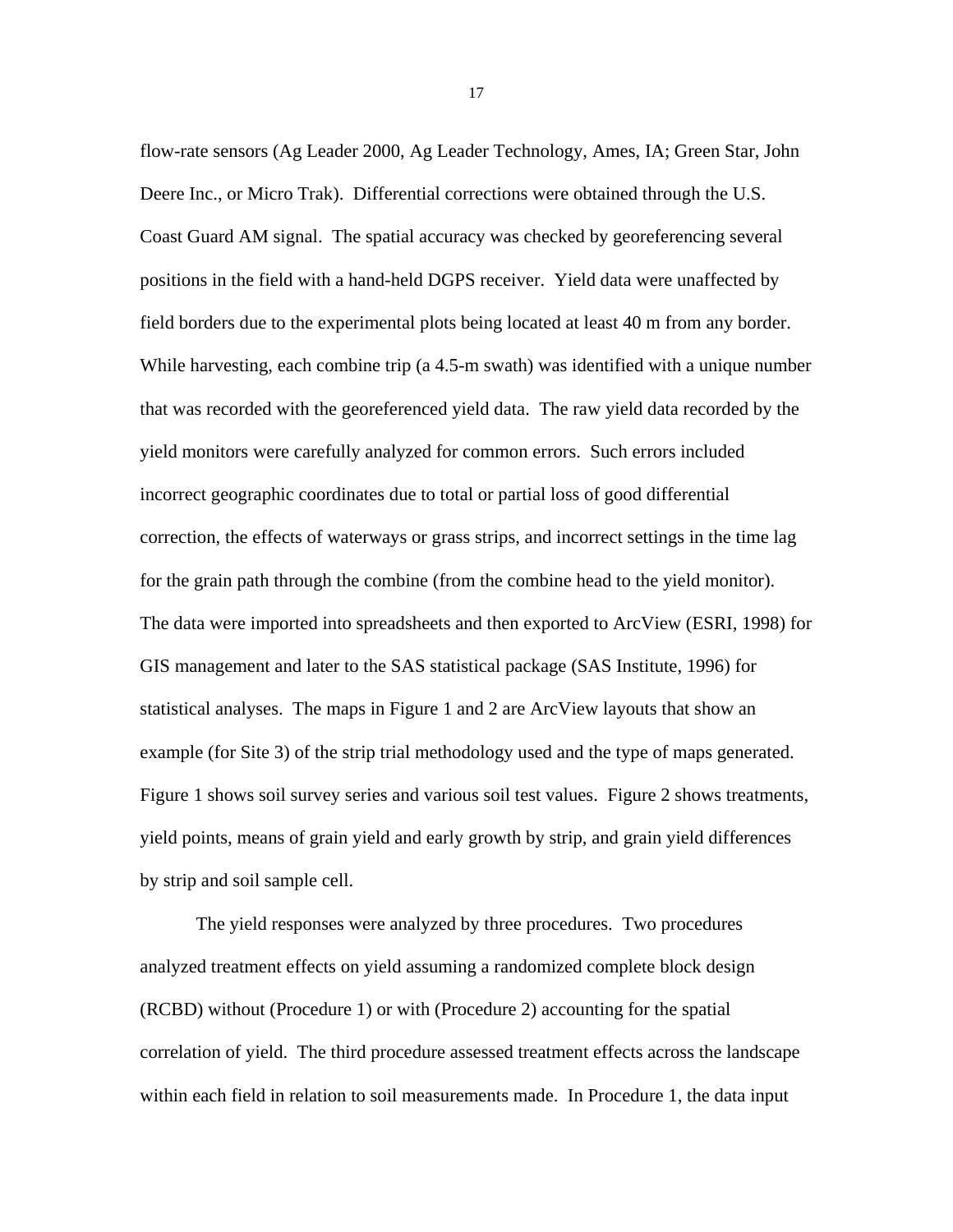flow-rate sensors (Ag Leader 2000, Ag Leader Technology, Ames, IA; Green Star, John Deere Inc., or Micro Trak). Differential corrections were obtained through the U.S. Coast Guard AM signal. The spatial accuracy was checked by georeferencing several positions in the field with a hand-held DGPS receiver. Yield data were unaffected by field borders due to the experimental plots being located at least 40 m from any border. While harvesting, each combine trip (a 4.5-m swath) was identified with a unique number that was recorded with the georeferenced yield data. The raw yield data recorded by the yield monitors were carefully analyzed for common errors. Such errors included incorrect geographic coordinates due to total or partial loss of good differential correction, the effects of waterways or grass strips, and incorrect settings in the time lag for the grain path through the combine (from the combine head to the yield monitor). The data were imported into spreadsheets and then exported to ArcView (ESRI, 1998) for GIS management and later to the SAS statistical package (SAS Institute, 1996) for statistical analyses. The maps in Figure 1 and 2 are ArcView layouts that show an example (for Site 3) of the strip trial methodology used and the type of maps generated. Figure 1 shows soil survey series and various soil test values. Figure 2 shows treatments, yield points, means of grain yield and early growth by strip, and grain yield differences by strip and soil sample cell.

The yield responses were analyzed by three procedures. Two procedures analyzed treatment effects on yield assuming a randomized complete block design (RCBD) without (Procedure 1) or with (Procedure 2) accounting for the spatial correlation of yield. The third procedure assessed treatment effects across the landscape within each field in relation to soil measurements made. In Procedure 1, the data input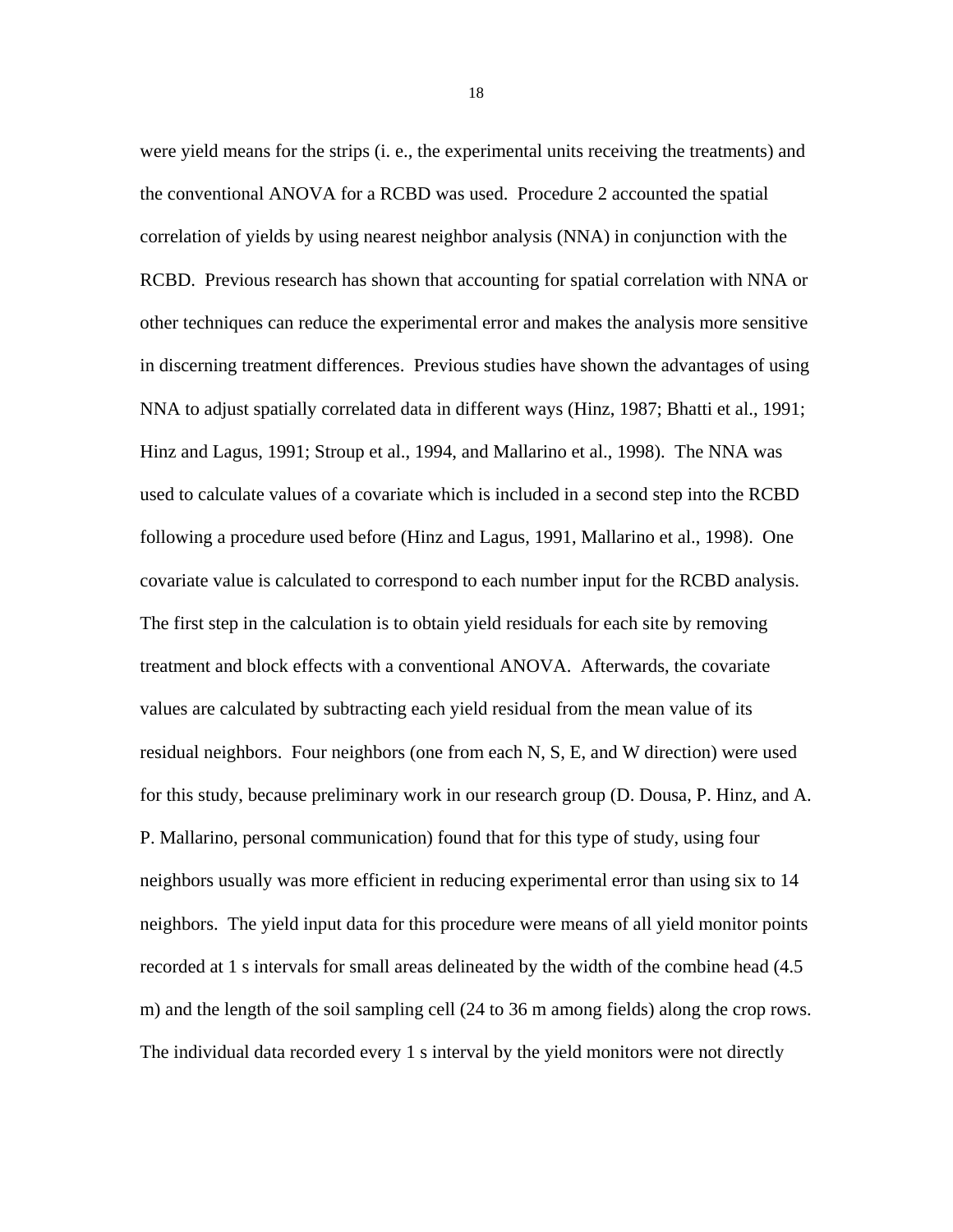were yield means for the strips (i. e., the experimental units receiving the treatments) and the conventional ANOVA for a RCBD was used. Procedure 2 accounted the spatial correlation of yields by using nearest neighbor analysis (NNA) in conjunction with the RCBD. Previous research has shown that accounting for spatial correlation with NNA or other techniques can reduce the experimental error and makes the analysis more sensitive in discerning treatment differences. Previous studies have shown the advantages of using NNA to adjust spatially correlated data in different ways (Hinz, 1987; Bhatti et al., 1991; Hinz and Lagus, 1991; Stroup et al., 1994, and Mallarino et al., 1998). The NNA was used to calculate values of a covariate which is included in a second step into the RCBD following a procedure used before (Hinz and Lagus, 1991, Mallarino et al., 1998). One covariate value is calculated to correspond to each number input for the RCBD analysis. The first step in the calculation is to obtain yield residuals for each site by removing treatment and block effects with a conventional ANOVA. Afterwards, the covariate values are calculated by subtracting each yield residual from the mean value of its residual neighbors. Four neighbors (one from each N, S, E, and W direction) were used for this study, because preliminary work in our research group (D. Dousa, P. Hinz, and A. P. Mallarino, personal communication) found that for this type of study, using four neighbors usually was more efficient in reducing experimental error than using six to 14 neighbors. The yield input data for this procedure were means of all yield monitor points recorded at 1 s intervals for small areas delineated by the width of the combine head (4.5 m) and the length of the soil sampling cell (24 to 36 m among fields) along the crop rows. The individual data recorded every 1 s interval by the yield monitors were not directly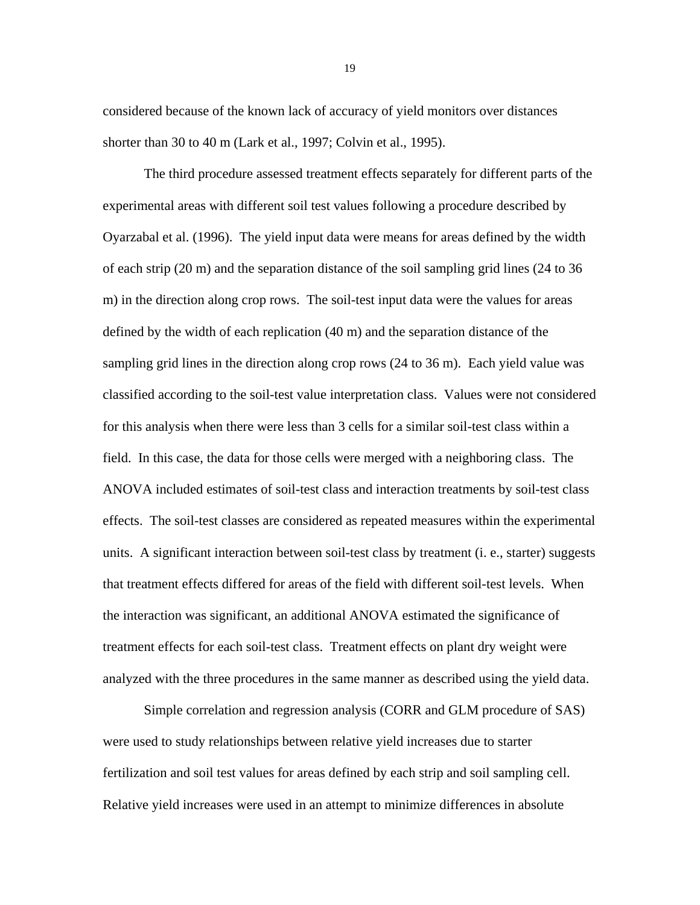considered because of the known lack of accuracy of yield monitors over distances shorter than 30 to 40 m (Lark et al., 1997; Colvin et al., 1995).

The third procedure assessed treatment effects separately for different parts of the experimental areas with different soil test values following a procedure described by Oyarzabal et al. (1996). The yield input data were means for areas defined by the width of each strip (20 m) and the separation distance of the soil sampling grid lines (24 to 36 m) in the direction along crop rows. The soil-test input data were the values for areas defined by the width of each replication (40 m) and the separation distance of the sampling grid lines in the direction along crop rows (24 to 36 m). Each yield value was classified according to the soil-test value interpretation class. Values were not considered for this analysis when there were less than 3 cells for a similar soil-test class within a field. In this case, the data for those cells were merged with a neighboring class. The ANOVA included estimates of soil-test class and interaction treatments by soil-test class effects. The soil-test classes are considered as repeated measures within the experimental units. A significant interaction between soil-test class by treatment (i. e., starter) suggests that treatment effects differed for areas of the field with different soil-test levels. When the interaction was significant, an additional ANOVA estimated the significance of treatment effects for each soil-test class. Treatment effects on plant dry weight were analyzed with the three procedures in the same manner as described using the yield data.

Simple correlation and regression analysis (CORR and GLM procedure of SAS) were used to study relationships between relative yield increases due to starter fertilization and soil test values for areas defined by each strip and soil sampling cell. Relative yield increases were used in an attempt to minimize differences in absolute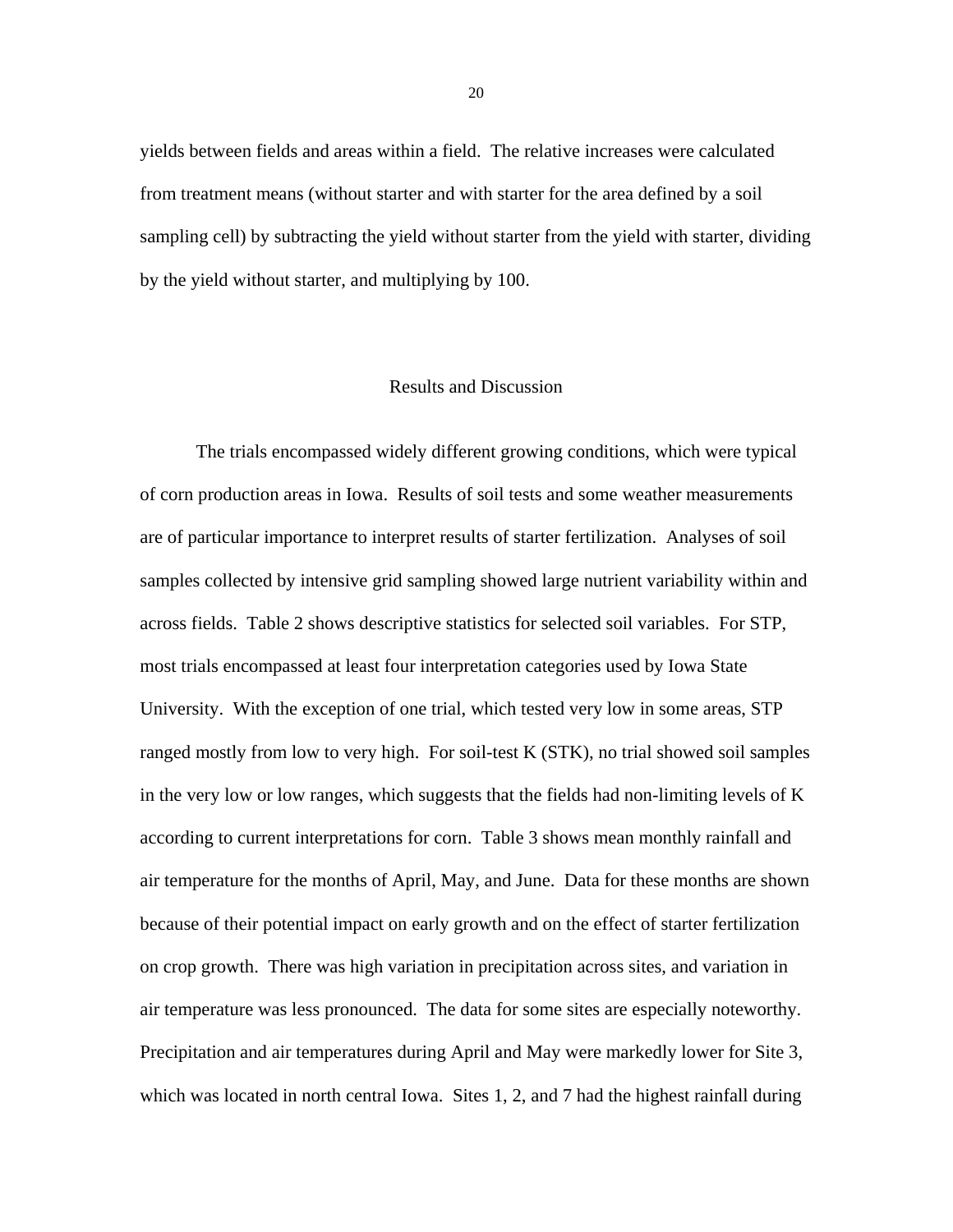yields between fields and areas within a field. The relative increases were calculated from treatment means (without starter and with starter for the area defined by a soil sampling cell) by subtracting the yield without starter from the yield with starter, dividing by the yield without starter, and multiplying by 100.

## Results and Discussion

The trials encompassed widely different growing conditions, which were typical of corn production areas in Iowa. Results of soil tests and some weather measurements are of particular importance to interpret results of starter fertilization. Analyses of soil samples collected by intensive grid sampling showed large nutrient variability within and across fields. Table 2 shows descriptive statistics for selected soil variables. For STP, most trials encompassed at least four interpretation categories used by Iowa State University. With the exception of one trial, which tested very low in some areas, STP ranged mostly from low to very high. For soil-test K (STK), no trial showed soil samples in the very low or low ranges, which suggests that the fields had non-limiting levels of K according to current interpretations for corn. Table 3 shows mean monthly rainfall and air temperature for the months of April, May, and June. Data for these months are shown because of their potential impact on early growth and on the effect of starter fertilization on crop growth. There was high variation in precipitation across sites, and variation in air temperature was less pronounced. The data for some sites are especially noteworthy. Precipitation and air temperatures during April and May were markedly lower for Site 3, which was located in north central Iowa. Sites 1, 2, and 7 had the highest rainfall during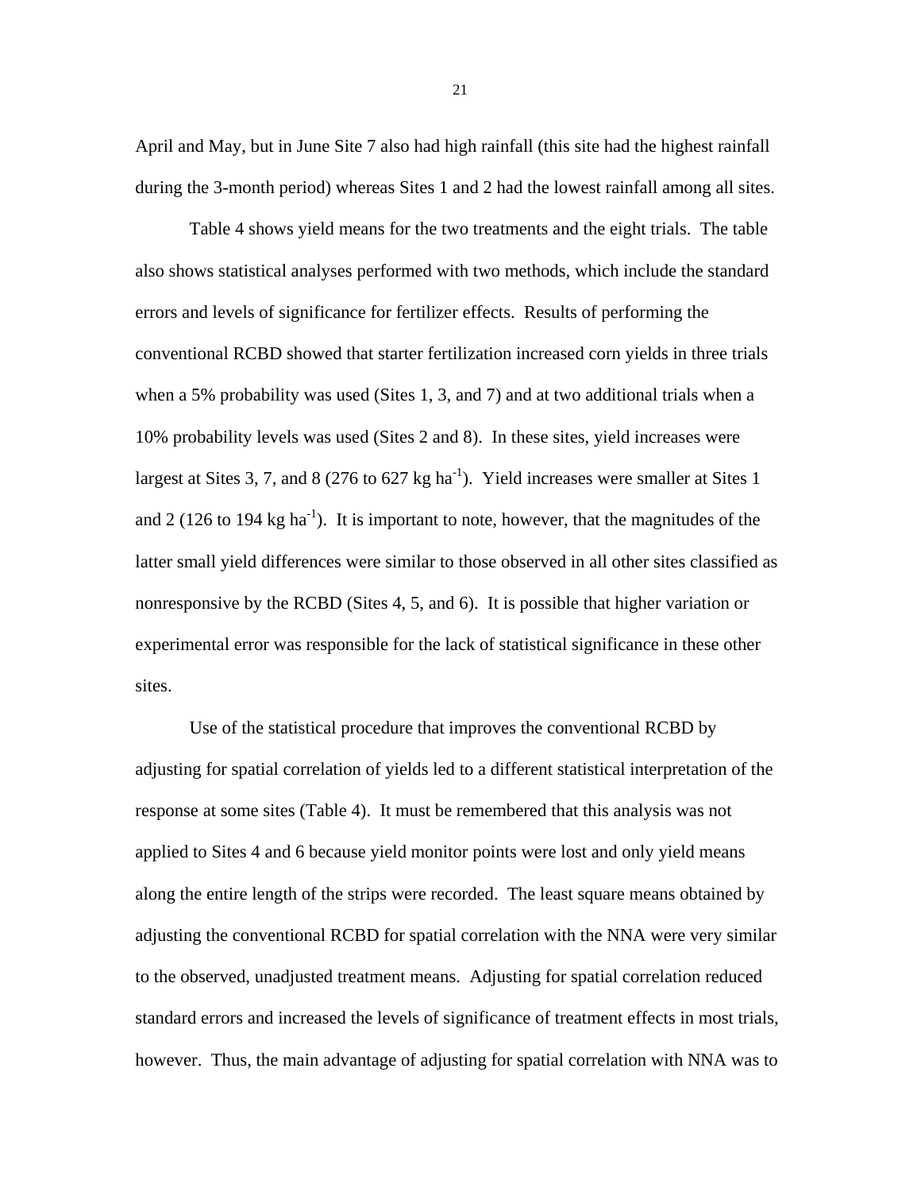April and May, but in June Site 7 also had high rainfall (this site had the highest rainfall during the 3-month period) whereas Sites 1 and 2 had the lowest rainfall among all sites.

Table 4 shows yield means for the two treatments and the eight trials. The table also shows statistical analyses performed with two methods, which include the standard errors and levels of significance for fertilizer effects. Results of performing the conventional RCBD showed that starter fertilization increased corn yields in three trials when a 5% probability was used (Sites 1, 3, and 7) and at two additional trials when a 10% probability levels was used (Sites 2 and 8). In these sites, yield increases were largest at Sites 3, 7, and 8 (276 to 627 kg $ha^{-1}$). Yield increases were smaller at Sites 1 and 2 (126 to 194 kg $ha^{-1}$). It is important to note, however, that the magnitudes of the latter small yield differences were similar to those observed in all other sites classified as nonresponsive by the RCBD (Sites 4, 5, and 6). It is possible that higher variation or experimental error was responsible for the lack of statistical significance in these other sites.

Use of the statistical procedure that improves the conventional RCBD by adjusting for spatial correlation of yields led to a different statistical interpretation of the response at some sites (Table 4). It must be remembered that this analysis was not applied to Sites 4 and 6 because yield monitor points were lost and only yield means along the entire length of the strips were recorded. The least square means obtained by adjusting the conventional RCBD for spatial correlation with the NNA were very similar to the observed, unadjusted treatment means. Adjusting for spatial correlation reduced standard errors and increased the levels of significance of treatment effects in most trials, however. Thus, the main advantage of adjusting for spatial correlation with NNA was to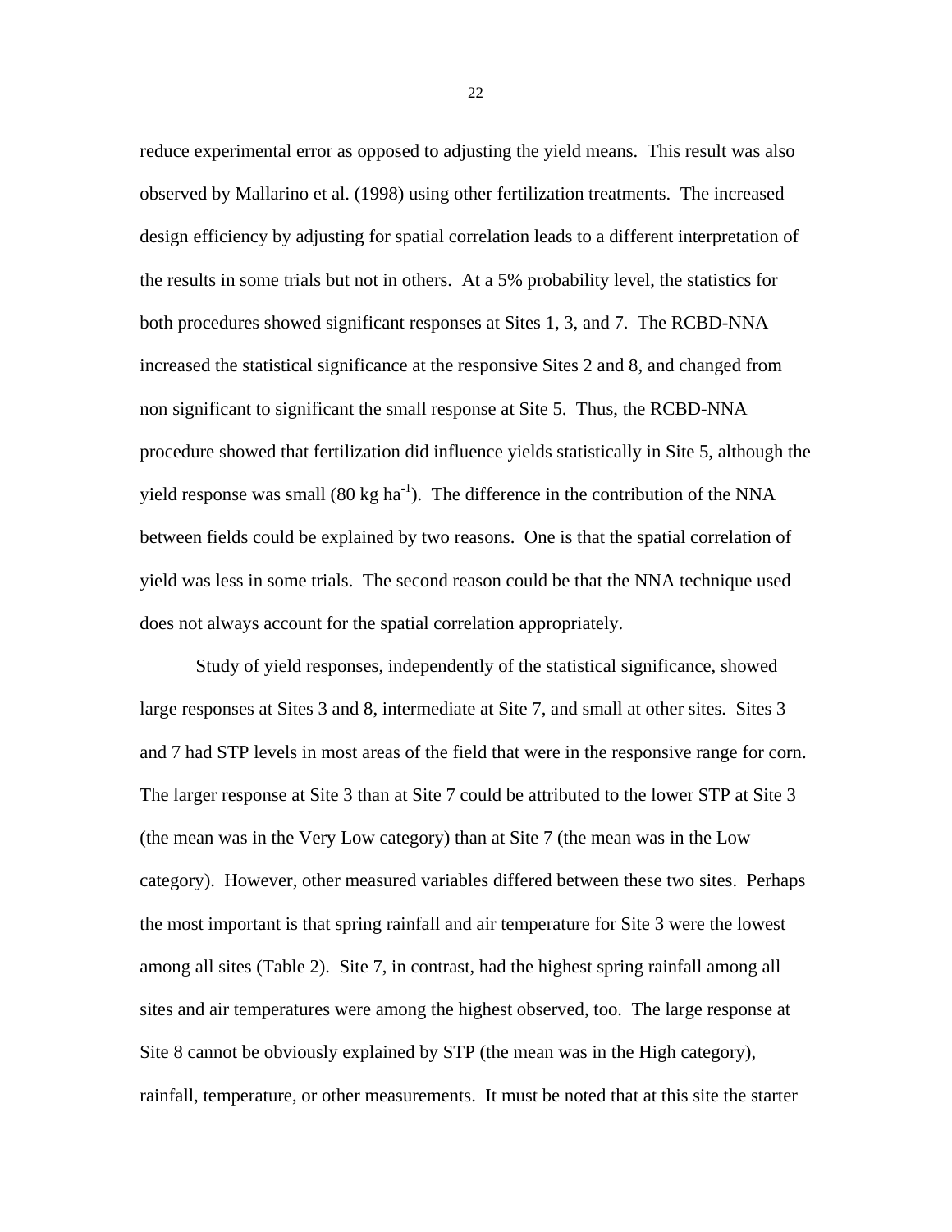reduce experimental error as opposed to adjusting the yield means. This result was also observed by Mallarino et al. (1998) using other fertilization treatments. The increased design efficiency by adjusting for spatial correlation leads to a different interpretation of the results in some trials but not in others. At a 5% probability level, the statistics for both procedures showed significant responses at Sites 1, 3, and 7. The RCBD-NNA increased the statistical significance at the responsive Sites 2 and 8, and changed from non significant to significant the small response at Site 5. Thus, the RCBD-NNA procedure showed that fertilization did influence yields statistically in Site 5, although the yield response was small (80 kg $ha^{-1}$). The difference in the contribution of the NNA between fields could be explained by two reasons. One is that the spatial correlation of yield was less in some trials. The second reason could be that the NNA technique used does not always account for the spatial correlation appropriately.

Study of yield responses, independently of the statistical significance, showed large responses at Sites 3 and 8, intermediate at Site 7, and small at other sites. Sites 3 and 7 had STP levels in most areas of the field that were in the responsive range for corn. The larger response at Site 3 than at Site 7 could be attributed to the lower STP at Site 3 (the mean was in the Very Low category) than at Site 7 (the mean was in the Low category). However, other measured variables differed between these two sites. Perhaps the most important is that spring rainfall and air temperature for Site 3 were the lowest among all sites (Table 2). Site 7, in contrast, had the highest spring rainfall among all sites and air temperatures were among the highest observed, too. The large response at Site 8 cannot be obviously explained by STP (the mean was in the High category), rainfall, temperature, or other measurements. It must be noted that at this site the starter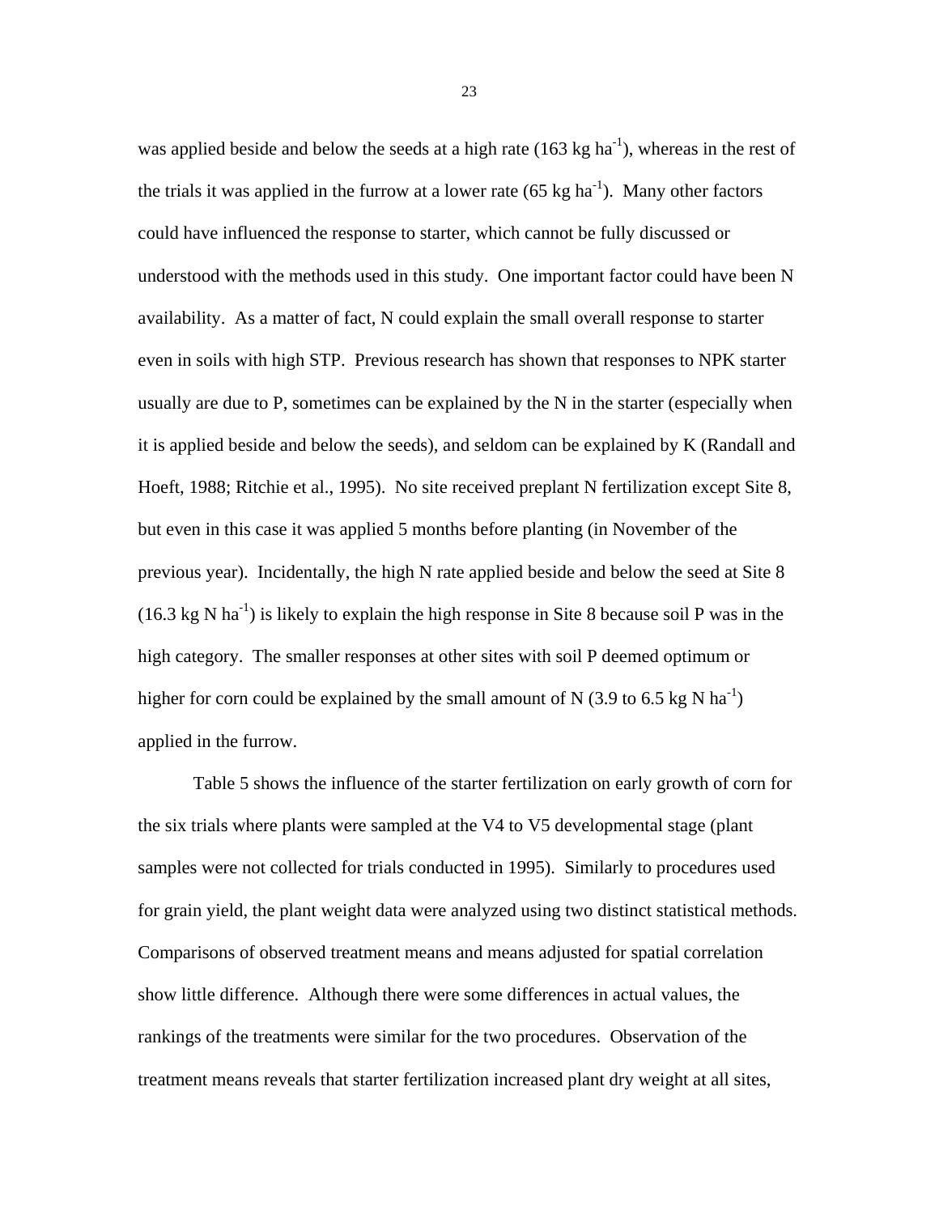was applied beside and below the seeds at a high rate (163 kg $ha^{-1}$), whereas in the rest of the trials it was applied in the furrow at a lower rate (65 kg $ha^{-1}$). Many other factors could have influenced the response to starter, which cannot be fully discussed or understood with the methods used in this study. One important factor could have been N availability. As a matter of fact, N could explain the small overall response to starter even in soils with high STP. Previous research has shown that responses to NPK starter usually are due to P, sometimes can be explained by the N in the starter (especially when it is applied beside and below the seeds), and seldom can be explained by K (Randall and Hoeft, 1988; Ritchie et al., 1995). No site received preplant N fertilization except Site 8, but even in this case it was applied 5 months before planting (in November of the previous year). Incidentally, the high N rate applied beside and below the seed at Site 8 (16.3 kg N $ha^{-1}$) is likely to explain the high response in Site 8 because soil P was in the high category. The smaller responses at other sites with soil P deemed optimum or higher for corn could be explained by the small amount of N (3.9 to 6.5 kg N $ha^{-1}$) applied in the furrow.

Table 5 shows the influence of the starter fertilization on early growth of corn for the six trials where plants were sampled at the V4 to V5 developmental stage (plant samples were not collected for trials conducted in 1995). Similarly to procedures used for grain yield, the plant weight data were analyzed using two distinct statistical methods. Comparisons of observed treatment means and means adjusted for spatial correlation show little difference. Although there were some differences in actual values, the rankings of the treatments were similar for the two procedures. Observation of the treatment means reveals that starter fertilization increased plant dry weight at all sites,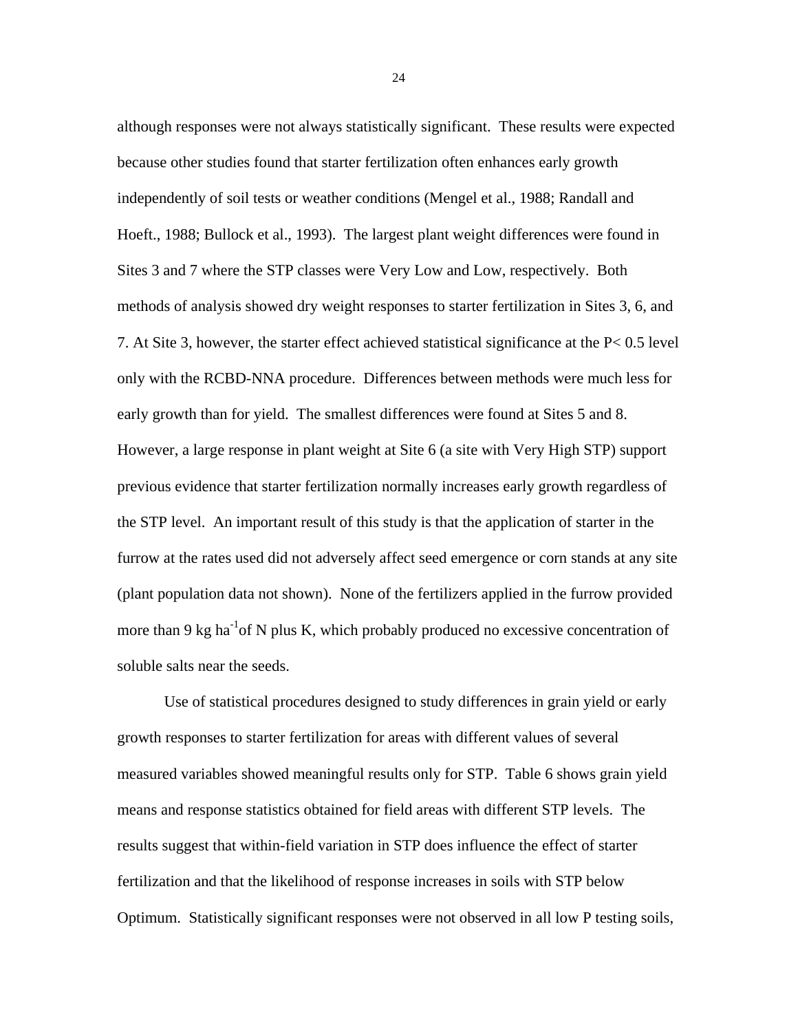although responses were not always statistically significant. These results were expected because other studies found that starter fertilization often enhances early growth independently of soil tests or weather conditions (Mengel et al., 1988; Randall and Hoeft., 1988; Bullock et al., 1993). The largest plant weight differences were found in Sites 3 and 7 where the STP classes were Very Low and Low, respectively. Both methods of analysis showed dry weight responses to starter fertilization in Sites 3, 6, and 7. At Site 3, however, the starter effect achieved statistical significance at the $P < 0.5$ level only with the RCBD-NNA procedure. Differences between methods were much less for early growth than for yield. The smallest differences were found at Sites 5 and 8. However, a large response in plant weight at Site 6 (a site with Very High STP) support previous evidence that starter fertilization normally increases early growth regardless of the STP level. An important result of this study is that the application of starter in the furrow at the rates used did not adversely affect seed emergence or corn stands at any site (plant population data not shown). None of the fertilizers applied in the furrow provided more than 9 kg $ha^{-1}$of N plus K, which probably produced no excessive concentration of soluble salts near the seeds.

Use of statistical procedures designed to study differences in grain yield or early growth responses to starter fertilization for areas with different values of several measured variables showed meaningful results only for STP. Table 6 shows grain yield means and response statistics obtained for field areas with different STP levels. The results suggest that within-field variation in STP does influence the effect of starter fertilization and that the likelihood of response increases in soils with STP below Optimum. Statistically significant responses were not observed in all low P testing soils,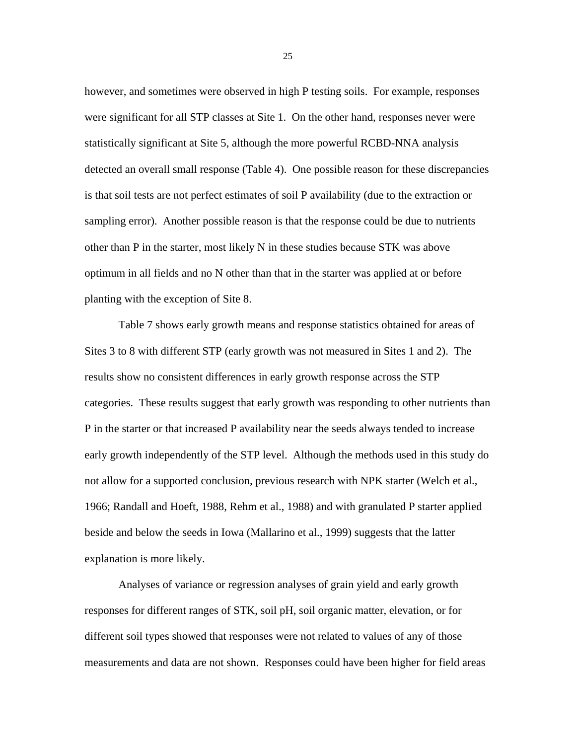however, and sometimes were observed in high P testing soils. For example, responses were significant for all STP classes at Site 1. On the other hand, responses never were statistically significant at Site 5, although the more powerful RCBD-NNA analysis detected an overall small response (Table 4). One possible reason for these discrepancies is that soil tests are not perfect estimates of soil P availability (due to the extraction or sampling error). Another possible reason is that the response could be due to nutrients other than P in the starter, most likely N in these studies because STK was above optimum in all fields and no N other than that in the starter was applied at or before planting with the exception of Site 8.

Table 7 shows early growth means and response statistics obtained for areas of Sites 3 to 8 with different STP (early growth was not measured in Sites 1 and 2). The results show no consistent differences in early growth response across the STP categories. These results suggest that early growth was responding to other nutrients than P in the starter or that increased P availability near the seeds always tended to increase early growth independently of the STP level. Although the methods used in this study do not allow for a supported conclusion, previous research with NPK starter (Welch et al., 1966; Randall and Hoeft, 1988, Rehm et al., 1988) and with granulated P starter applied beside and below the seeds in Iowa (Mallarino et al., 1999) suggests that the latter explanation is more likely.

Analyses of variance or regression analyses of grain yield and early growth responses for different ranges of STK, soil pH, soil organic matter, elevation, or for different soil types showed that responses were not related to values of any of those measurements and data are not shown. Responses could have been higher for field areas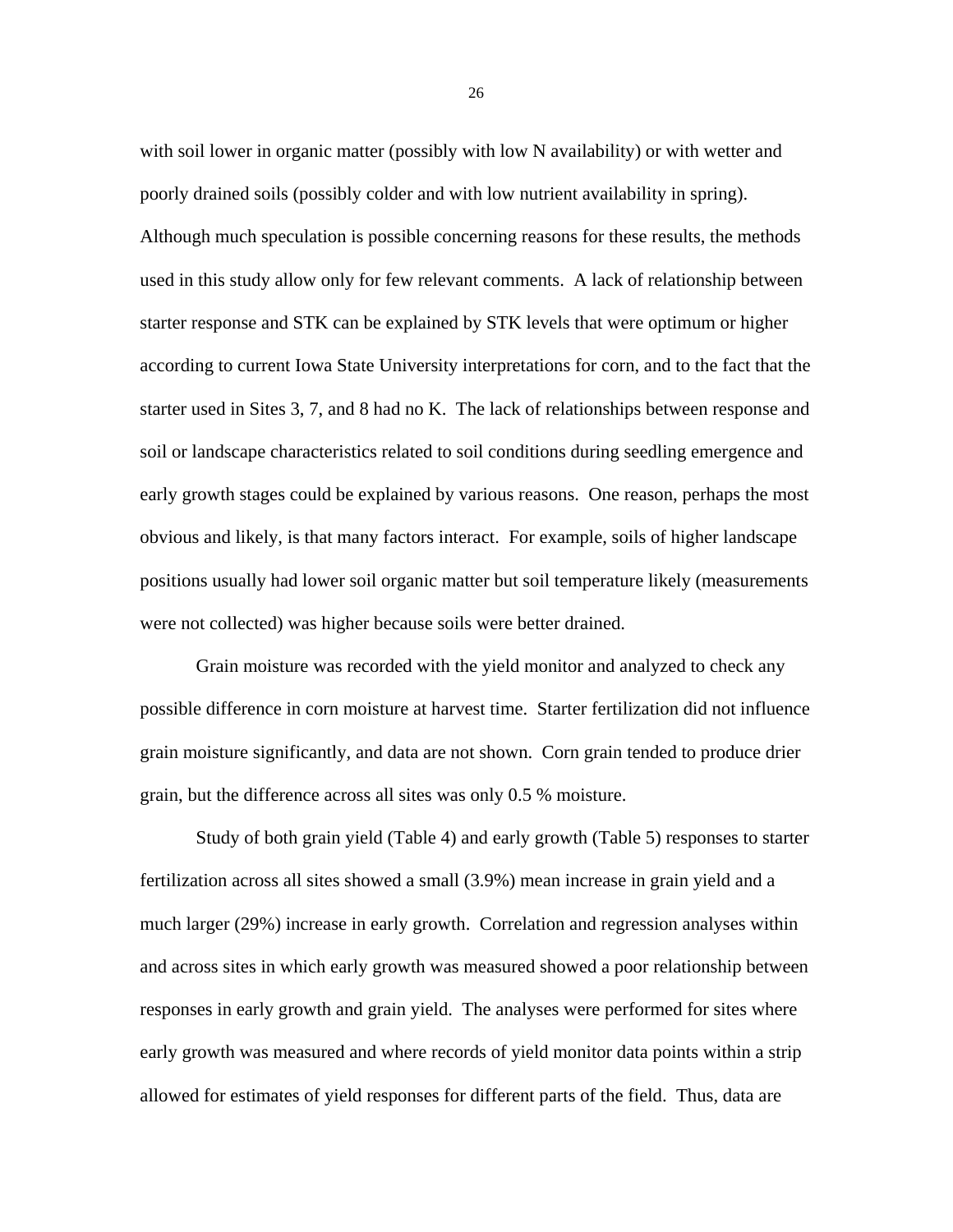with soil lower in organic matter (possibly with low N availability) or with wetter and poorly drained soils (possibly colder and with low nutrient availability in spring). Although much speculation is possible concerning reasons for these results, the methods used in this study allow only for few relevant comments. A lack of relationship between starter response and STK can be explained by STK levels that were optimum or higher according to current Iowa State University interpretations for corn, and to the fact that the starter used in Sites 3, 7, and 8 had no K. The lack of relationships between response and soil or landscape characteristics related to soil conditions during seedling emergence and early growth stages could be explained by various reasons. One reason, perhaps the most obvious and likely, is that many factors interact. For example, soils of higher landscape positions usually had lower soil organic matter but soil temperature likely (measurements were not collected) was higher because soils were better drained.

Grain moisture was recorded with the yield monitor and analyzed to check any possible difference in corn moisture at harvest time. Starter fertilization did not influence grain moisture significantly, and data are not shown. Corn grain tended to produce drier grain, but the difference across all sites was only 0.5 % moisture.

Study of both grain yield (Table 4) and early growth (Table 5) responses to starter fertilization across all sites showed a small (3.9%) mean increase in grain yield and a much larger (29%) increase in early growth. Correlation and regression analyses within and across sites in which early growth was measured showed a poor relationship between responses in early growth and grain yield. The analyses were performed for sites where early growth was measured and where records of yield monitor data points within a strip allowed for estimates of yield responses for different parts of the field. Thus, data are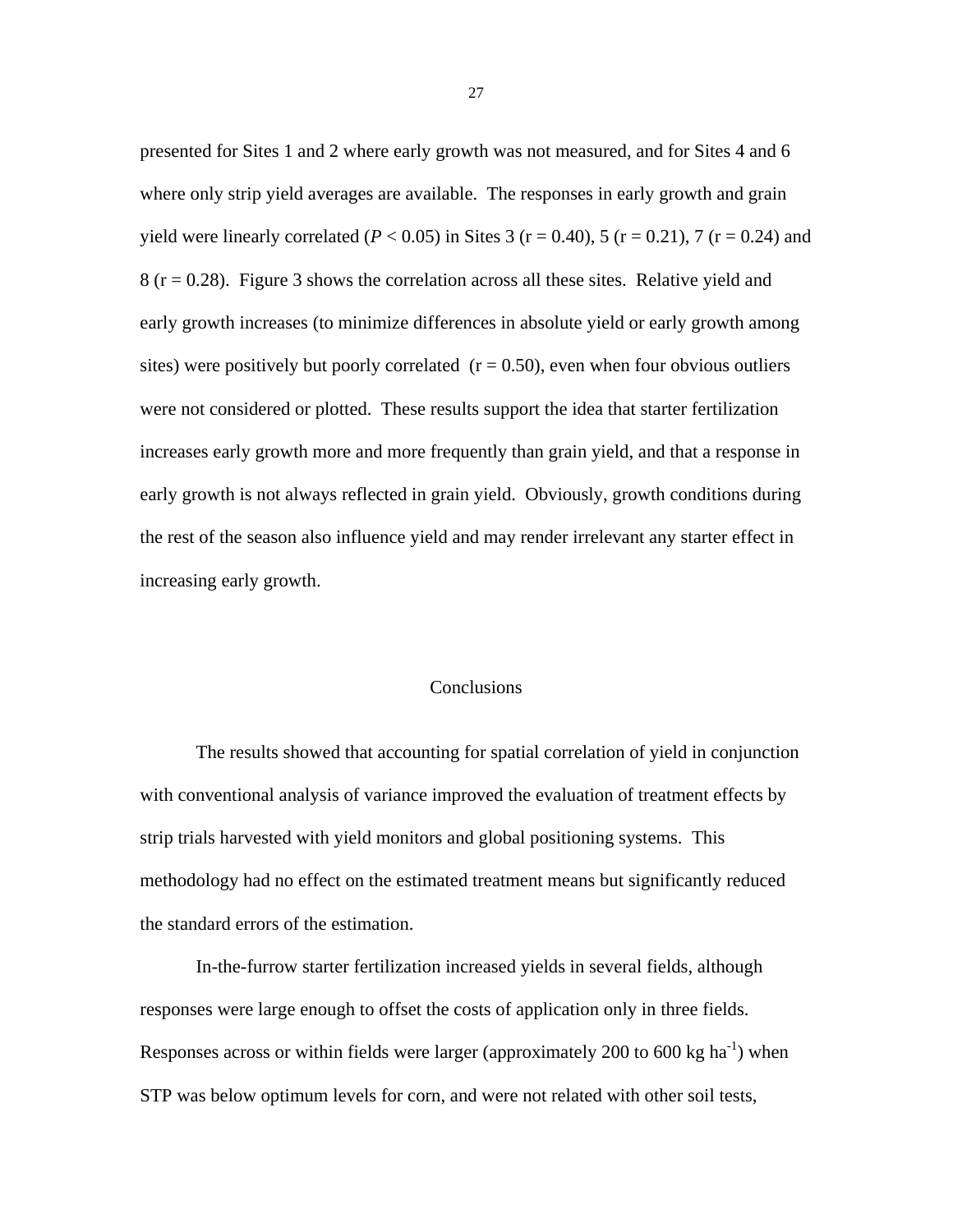presented for Sites 1 and 2 where early growth was not measured, and for Sites 4 and 6 where only strip yield averages are available. The responses in early growth and grain yield were linearly correlated ($P < 0.05$) in Sites 3 ($r = 0.40$), 5 ($r = 0.21$), 7 ($r = 0.24$) and 8 ($r = 0.28$). Figure 3 shows the correlation across all these sites. Relative yield and early growth increases (to minimize differences in absolute yield or early growth among sites) were positively but poorly correlated ($r = 0.50$), even when four obvious outliers were not considered or plotted. These results support the idea that starter fertilization increases early growth more and more frequently than grain yield, and that a response in early growth is not always reflected in grain yield. Obviously, growth conditions during the rest of the season also influence yield and may render irrelevant any starter effect in increasing early growth.

## Conclusions

The results showed that accounting for spatial correlation of yield in conjunction with conventional analysis of variance improved the evaluation of treatment effects by strip trials harvested with yield monitors and global positioning systems. This methodology had no effect on the estimated treatment means but significantly reduced the standard errors of the estimation.

In-the-furrow starter fertilization increased yields in several fields, although responses were large enough to offset the costs of application only in three fields. Responses across or within fields were larger (approximately 200 to 600 kg $ha^{-1}$) when STP was below optimum levels for corn, and were not related with other soil tests,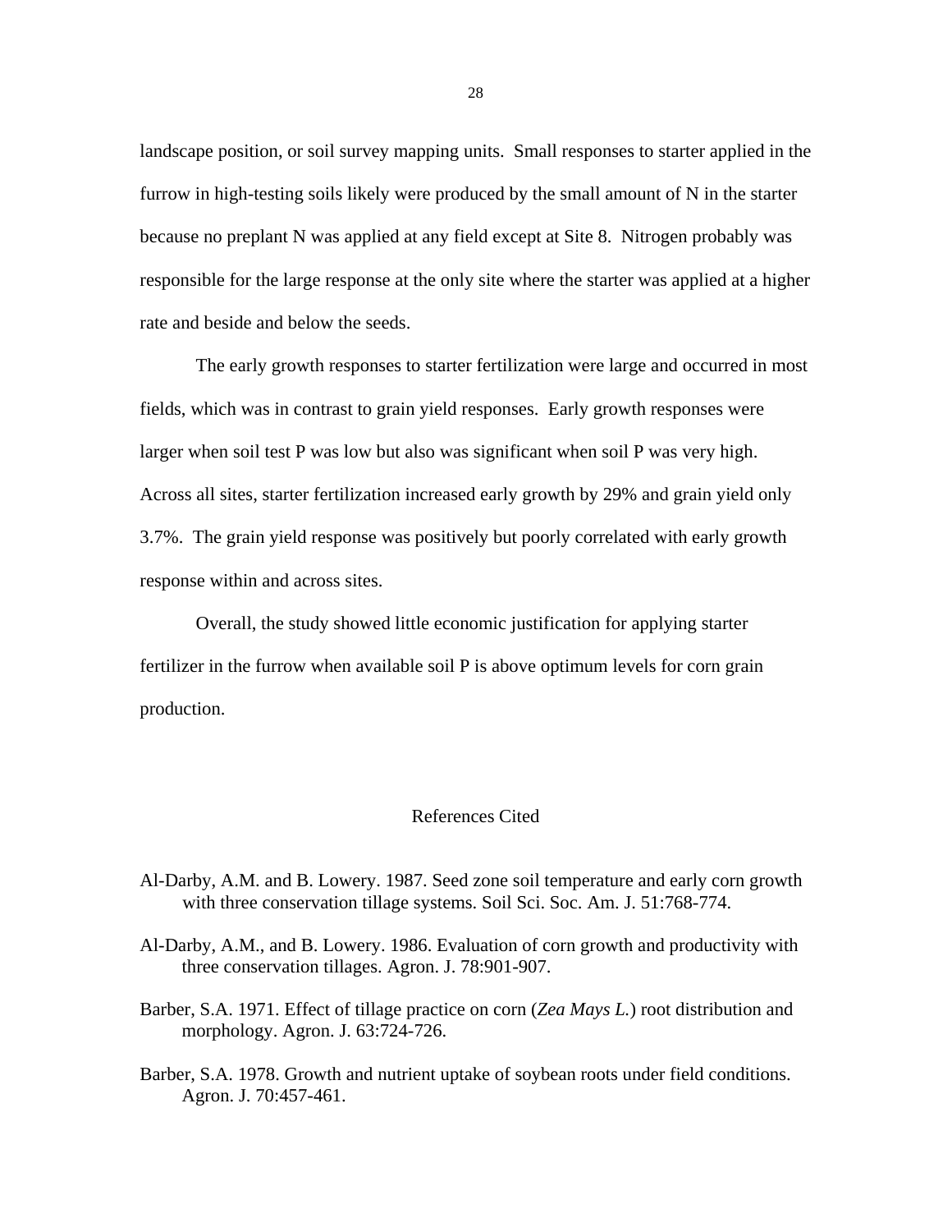landscape position, or soil survey mapping units. Small responses to starter applied in the furrow in high-testing soils likely were produced by the small amount of N in the starter because no preplant N was applied at any field except at Site 8. Nitrogen probably was responsible for the large response at the only site where the starter was applied at a higher rate and beside and below the seeds.

The early growth responses to starter fertilization were large and occurred in most fields, which was in contrast to grain yield responses. Early growth responses were larger when soil test P was low but also was significant when soil P was very high. Across all sites, starter fertilization increased early growth by 29% and grain yield only 3.7%. The grain yield response was positively but poorly correlated with early growth response within and across sites.

Overall, the study showed little economic justification for applying starter fertilizer in the furrow when available soil P is above optimum levels for corn grain production.

## References Cited

Al-Darby, A.M. and B. Lowery. 1987. Seed zone soil temperature and early corn growth with three conservation tillage systems. Soil Sci. Soc. Am. J. 51:768-774.

Al-Darby, A.M., and B. Lowery. 1986. Evaluation of corn growth and productivity with three conservation tillages. Agron. J. 78:901-907.

Barber, S.A. 1971. Effect of tillage practice on corn (*Zea Mays L.*) root distribution and morphology. Agron. J. 63:724-726.

Barber, S.A. 1978. Growth and nutrient uptake of soybean roots under field conditions. Agron. J. 70:457-461.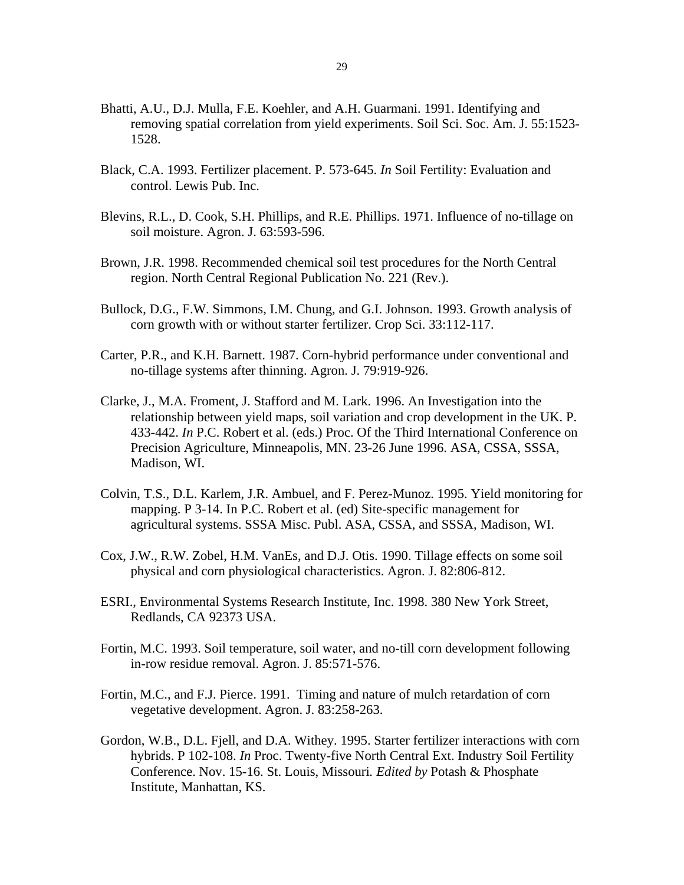Bhatti, A.U., D.J. Mulla, F.E. Koehler, and A.H. Guarmani. 1991. Identifying and removing spatial correlation from yield experiments. Soil Sci. Soc. Am. J. 55:1523-1528.

Black, C.A. 1993. Fertilizer placement. P. 573-645. *In* Soil Fertility: Evaluation and control. Lewis Pub. Inc.

Blevins, R.L., D. Cook, S.H. Phillips, and R.E. Phillips. 1971. Influence of no-tillage on soil moisture. Agron. J. 63:593-596.

Brown, J.R. 1998. Recommended chemical soil test procedures for the North Central region. North Central Regional Publication No. 221 (Rev.).

Bullock, D.G., F.W. Simmons, I.M. Chung, and G.I. Johnson. 1993. Growth analysis of corn growth with or without starter fertilizer. Crop Sci. 33:112-117.

Carter, P.R., and K.H. Barnett. 1987. Corn-hybrid performance under conventional and no-tillage systems after thinning. Agron. J. 79:919-926.

Clarke, J., M.A. Froment, J. Stafford and M. Lark. 1996. An Investigation into the relationship between yield maps, soil variation and crop development in the UK. P. 433-442. *In* P.C. Robert et al. (eds.) Proc. Of the Third International Conference on Precision Agriculture, Minneapolis, MN. 23-26 June 1996. ASA, CSSA, SSSA, Madison, WI.

Colvin, T.S., D.L. Karlem, J.R. Ambuel, and F. Perez-Munoz. 1995. Yield monitoring for mapping. P 3-14. In P.C. Robert et al. (ed) Site-specific management for agricultural systems. SSSA Misc. Publ. ASA, CSSA, and SSSA, Madison, WI.

Cox, J.W., R.W. Zobel, H.M. VanEs, and D.J. Otis. 1990. Tillage effects on some soil physical and corn physiological characteristics. Agron. J. 82:806-812.

ESRI., Environmental Systems Research Institute, Inc. 1998. 380 New York Street, Redlands, CA 92373 USA.

Fortin, M.C. 1993. Soil temperature, soil water, and no-till corn development following in-row residue removal. Agron. J. 85:571-576.

Fortin, M.C., and F.J. Pierce. 1991. Timing and nature of mulch retardation of corn vegetative development. Agron. J. 83:258-263.

Gordon, W.B., D.L. Fjell, and D.A. Withey. 1995. Starter fertilizer interactions with corn hybrids. P 102-108. *In* Proc. Twenty-five North Central Ext. Industry Soil Fertility Conference. Nov. 15-16. St. Louis, Missouri. *Edited by* Potash & Phosphate Institute, Manhattan, KS.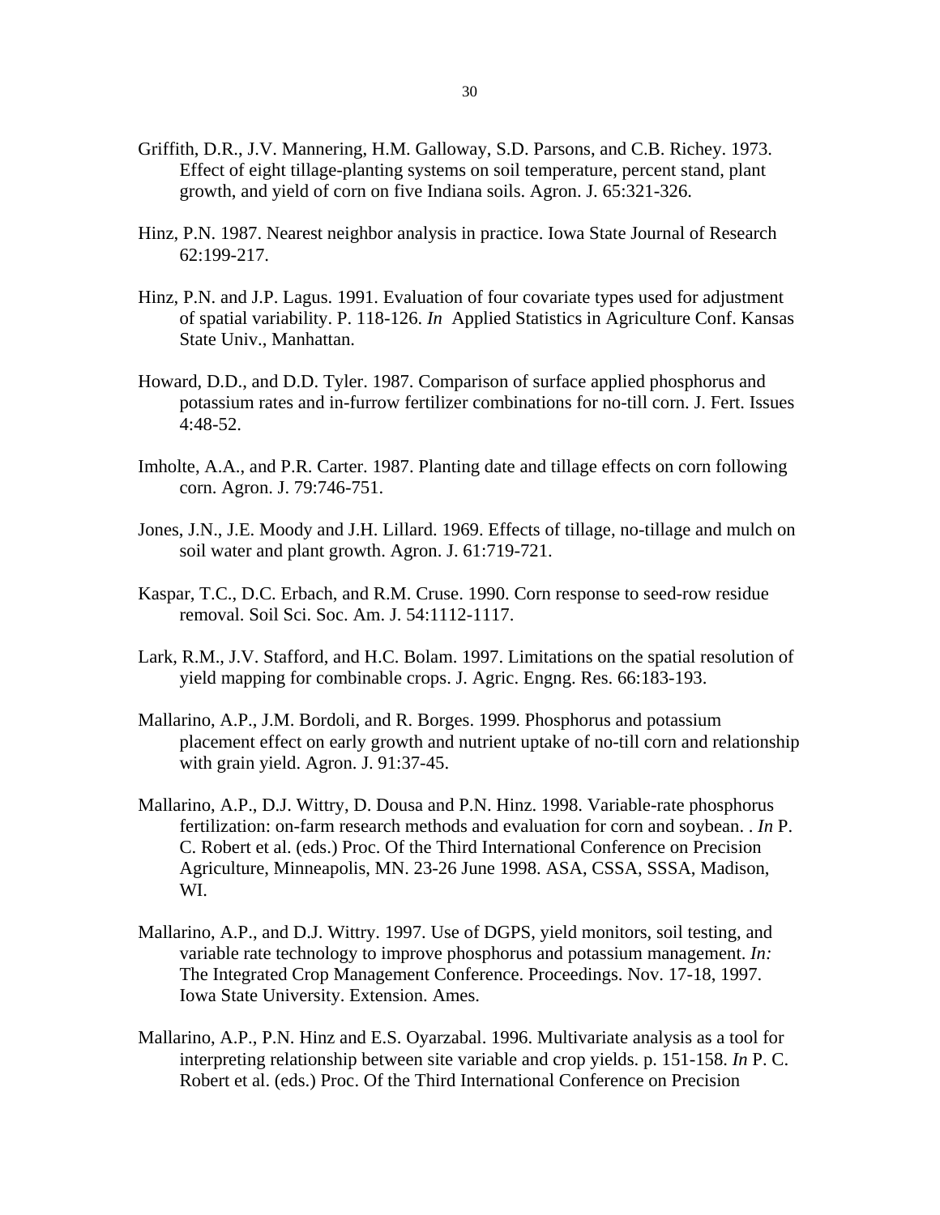Griffith, D.R., J.V. Mannering, H.M. Galloway, S.D. Parsons, and C.B. Richey. 1973. Effect of eight tillage-planting systems on soil temperature, percent stand, plant growth, and yield of corn on five Indiana soils. Agron. J. 65:321-326.

Hinz, P.N. 1987. Nearest neighbor analysis in practice. Iowa State Journal of Research 62:199-217.

Hinz, P.N. and J.P. Lagus. 1991. Evaluation of four covariate types used for adjustment of spatial variability. P. 118-126. *In* Applied Statistics in Agriculture Conf. Kansas State Univ., Manhattan.

Howard, D.D., and D.D. Tyler. 1987. Comparison of surface applied phosphorus and potassium rates and in-furrow fertilizer combinations for no-till corn. J. Fert. Issues 4:48-52.

Imholte, A.A., and P.R. Carter. 1987. Planting date and tillage effects on corn following corn. Agron. J. 79:746-751.

Jones, J.N., J.E. Moody and J.H. Lillard. 1969. Effects of tillage, no-tillage and mulch on soil water and plant growth. Agron. J. 61:719-721.

Kaspar, T.C., D.C. Erbach, and R.M. Cruse. 1990. Corn response to seed-row residue removal. Soil Sci. Soc. Am. J. 54:1112-1117.

Lark, R.M., J.V. Stafford, and H.C. Bolam. 1997. Limitations on the spatial resolution of yield mapping for combinable crops. J. Agric. Engng. Res. 66:183-193.

Mallarino, A.P., J.M. Bordoli, and R. Borges. 1999. Phosphorus and potassium placement effect on early growth and nutrient uptake of no-till corn and relationship with grain yield. Agron. J. 91:37-45.

Mallarino, A.P., D.J. Wittry, D. Dousa and P.N. Hinz. 1998. Variable-rate phosphorus fertilization: on-farm research methods and evaluation for corn and soybean. . *In* P. C. Robert et al. (eds.) Proc. Of the Third International Conference on Precision Agriculture, Minneapolis, MN. 23-26 June 1998. ASA, CSSA, SSSA, Madison, WI.

Mallarino, A.P., and D.J. Wittry. 1997. Use of DGPS, yield monitors, soil testing, and variable rate technology to improve phosphorus and potassium management. *In:* The Integrated Crop Management Conference. Proceedings. Nov. 17-18, 1997. Iowa State University. Extension. Ames.

Mallarino, A.P., P.N. Hinz and E.S. Oyarzabal. 1996. Multivariate analysis as a tool for interpreting relationship between site variable and crop yields. p. 151-158. *In* P. C. Robert et al. (eds.) Proc. Of the Third International Conference on Precision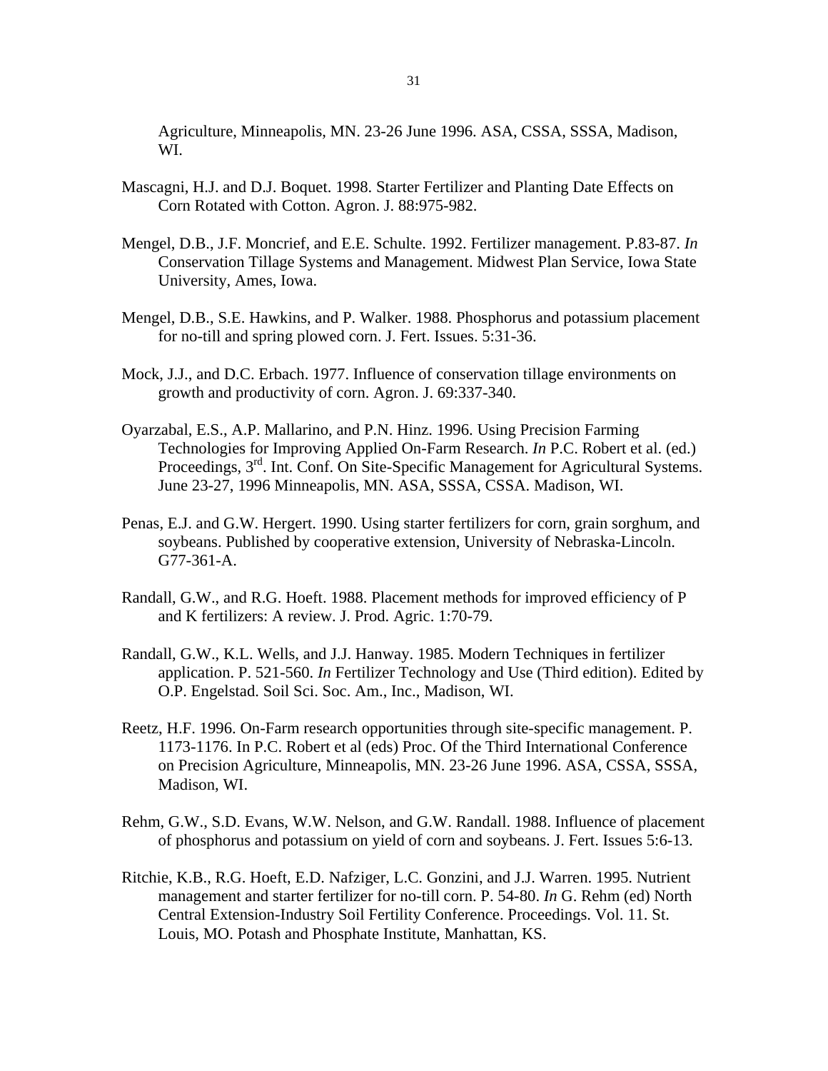Agriculture, Minneapolis, MN. 23-26 June 1996. ASA, CSSA, SSSA, Madison, WI.

Mascagni, H.J. and D.J. Boquet. 1998. Starter Fertilizer and Planting Date Effects on Corn Rotated with Cotton. Agron. J. 88:975-982.

Mengel, D.B., J.F. Moncrief, and E.E. Schulte. 1992. Fertilizer management. P.83-87. *In* Conservation Tillage Systems and Management. Midwest Plan Service, Iowa State University, Ames, Iowa.

Mengel, D.B., S.E. Hawkins, and P. Walker. 1988. Phosphorus and potassium placement for no-till and spring plowed corn. J. Fert. Issues. 5:31-36.

Mock, J.J., and D.C. Erbach. 1977. Influence of conservation tillage environments on growth and productivity of corn. Agron. J. 69:337-340.

Oyarzabal, E.S., A.P. Mallarino, and P.N. Hinz. 1996. Using Precision Farming Technologies for Improving Applied On-Farm Research. *In* P.C. Robert et al. (ed.) Proceedings, 3rd. Int. Conf. On Site-Specific Management for Agricultural Systems. June 23-27, 1996 Minneapolis, MN. ASA, SSSA, CSSA. Madison, WI.

Penas, E.J. and G.W. Hergert. 1990. Using starter fertilizers for corn, grain sorghum, and soybeans. Published by cooperative extension, University of Nebraska-Lincoln. G77-361-A.

Randall, G.W., and R.G. Hoeft. 1988. Placement methods for improved efficiency of P and K fertilizers: A review. J. Prod. Agric. 1:70-79.

Randall, G.W., K.L. Wells, and J.J. Hanway. 1985. Modern Techniques in fertilizer application. P. 521-560. *In* Fertilizer Technology and Use (Third edition). Edited by O.P. Engelstad. Soil Sci. Soc. Am., Inc., Madison, WI.

Reetz, H.F. 1996. On-Farm research opportunities through site-specific management. P. 1173-1176. In P.C. Robert et al (eds) Proc. Of the Third International Conference on Precision Agriculture, Minneapolis, MN. 23-26 June 1996. ASA, CSSA, SSSA, Madison, WI.

Rehm, G.W., S.D. Evans, W.W. Nelson, and G.W. Randall. 1988. Influence of placement of phosphorus and potassium on yield of corn and soybeans. J. Fert. Issues 5:6-13.

Ritchie, K.B., R.G. Hoeft, E.D. Nafziger, L.C. Gonzini, and J.J. Warren. 1995. Nutrient management and starter fertilizer for no-till corn. P. 54-80. *In* G. Rehm (ed) North Central Extension-Industry Soil Fertility Conference. Proceedings. Vol. 11. St. Louis, MO. Potash and Phosphate Institute, Manhattan, KS.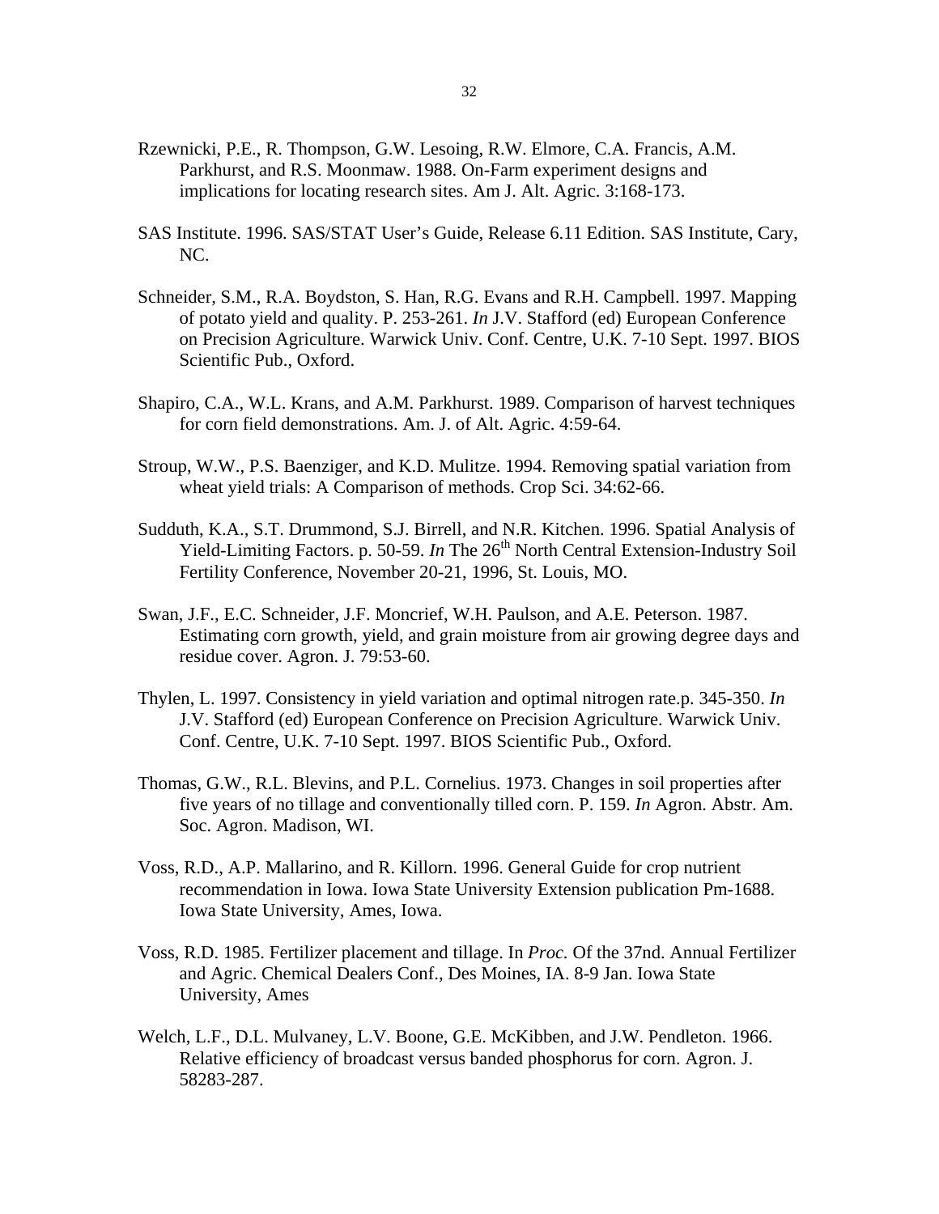Rzewnicki, P.E., R. Thompson, G.W. Lesoing, R.W. Elmore, C.A. Francis, A.M. Parkhurst, and R.S. Moonmaw. 1988. On-Farm experiment designs and implications for locating research sites. Am J. Alt. Agric. 3:168-173.

SAS Institute. 1996. SAS/STAT User's Guide, Release 6.11 Edition. SAS Institute, Cary, NC.

Schneider, S.M., R.A. Boydston, S. Han, R.G. Evans and R.H. Campbell. 1997. Mapping of potato yield and quality. P. 253-261. *In* J.V. Stafford (ed) European Conference on Precision Agriculture. Warwick Univ. Conf. Centre, U.K. 7-10 Sept. 1997. BIOS Scientific Pub., Oxford.

Shapiro, C.A., W.L. Krans, and A.M. Parkhurst. 1989. Comparison of harvest techniques for corn field demonstrations. Am. J. of Alt. Agric. 4:59-64.

Stroup, W.W., P.S. Baenziger, and K.D. Mulitze. 1994. Removing spatial variation from wheat yield trials: A Comparison of methods. Crop Sci. 34:62-66.

Sudduth, K.A., S.T. Drummond, S.J. Birrell, and N.R. Kitchen. 1996. Spatial Analysis of Yield-Limiting Factors. p. 50-59. *In* The 26th North Central Extension-Industry Soil Fertility Conference, November 20-21, 1996, St. Louis, MO.

Swan, J.F., E.C. Schneider, J.F. Moncrief, W.H. Paulson, and A.E. Peterson. 1987. Estimating corn growth, yield, and grain moisture from air growing degree days and residue cover. Agron. J. 79:53-60.

Thylen, L. 1997. Consistency in yield variation and optimal nitrogen rate.p. 345-350. *In* J.V. Stafford (ed) European Conference on Precision Agriculture. Warwick Univ. Conf. Centre, U.K. 7-10 Sept. 1997. BIOS Scientific Pub., Oxford.

Thomas, G.W., R.L. Blevins, and P.L. Cornelius. 1973. Changes in soil properties after five years of no tillage and conventionally tilled corn. P. 159. *In* Agron. Abstr. Am. Soc. Agron. Madison, WI.

Voss, R.D., A.P. Mallarino, and R. Killorn. 1996. General Guide for crop nutrient recommendation in Iowa. Iowa State University Extension publication Pm-1688. Iowa State University, Ames, Iowa.

Voss, R.D. 1985. Fertilizer placement and tillage. In *Proc.* Of the 37nd. Annual Fertilizer and Agric. Chemical Dealers Conf., Des Moines, IA. 8-9 Jan. Iowa State University, Ames

Welch, L.F., D.L. Mulvaney, L.V. Boone, G.E. McKibben, and J.W. Pendleton. 1966. Relative efficiency of broadcast versus banded phosphorus for corn. Agron. J. 58283-287.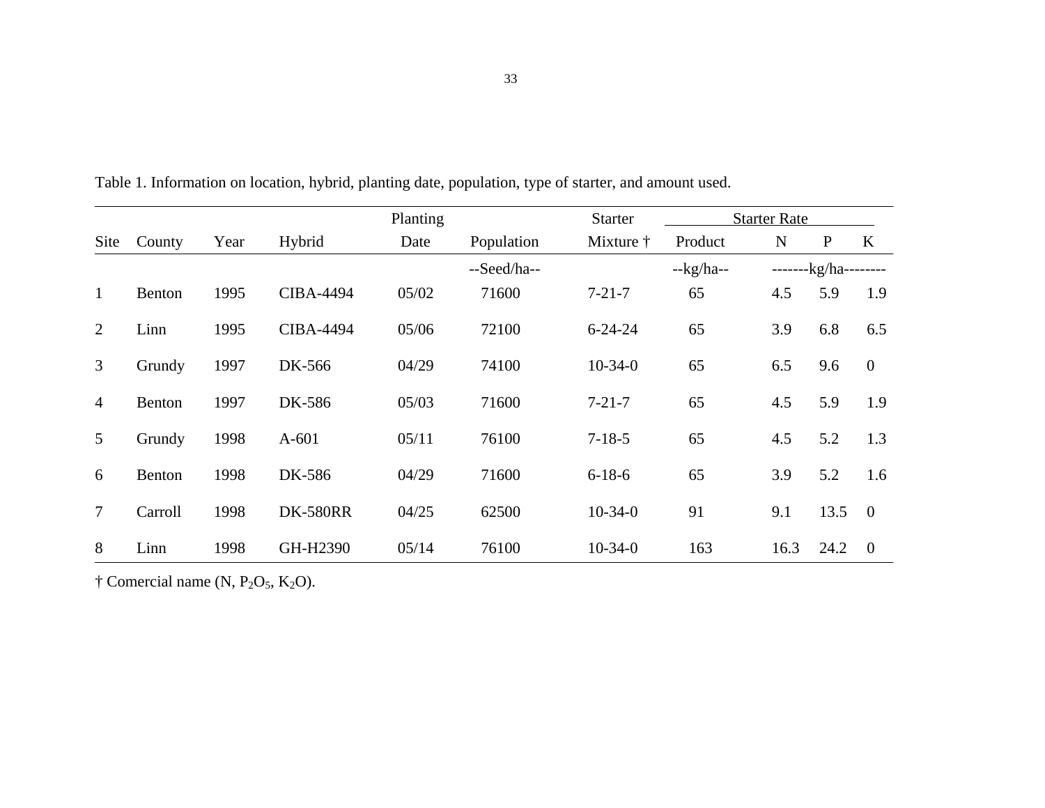Table 1. Information on location, hybrid, planting date, population, type of starter, and amount used.

| Site | County | Year | Hybrid | Planting Date | Population | Starter Mixture † | Starter Rate Product | N | P | K |
|---|---|---|---|---|---|---|---|---|---|---|
| | | | | | --Seed/ha-- | | --kg/ha-- | -------kg/ha-------- | | |
| 1 | Benton | 1995 | CIBA-4494 | 05/02 | 71600 | 7-21-7 | 65 | 4.5 | 5.9 | 1.9 |
| 2 | Linn | 1995 | CIBA-4494 | 05/06 | 72100 | 6-24-24 | 65 | 3.9 | 6.8 | 6.5 |
| 3 | Grundy | 1997 | DK-566 | 04/29 | 74100 | 10-34-0 | 65 | 6.5 | 9.6 | 0 |
| 4 | Benton | 1997 | DK-586 | 05/03 | 71600 | 7-21-7 | 65 | 4.5 | 5.9 | 1.9 |
| 5 | Grundy | 1998 | A-601 | 05/11 | 76100 | 7-18-5 | 65 | 4.5 | 5.2 | 1.3 |
| 6 | Benton | 1998 | DK-586 | 04/29 | 71600 | 6-18-6 | 65 | 3.9 | 5.2 | 1.6 |
| 7 | Carroll | 1998 | DK-580RR | 04/25 | 62500 | 10-34-0 | 91 | 9.1 | 13.5 | 0 |
| 8 | Linn | 1998 | GH-H2390 | 05/14 | 76100 | 10-34-0 | 163 | 16.3 | 24.2 | 0 |

† Comercial name (N, $P_2O_5$, $K_2O$).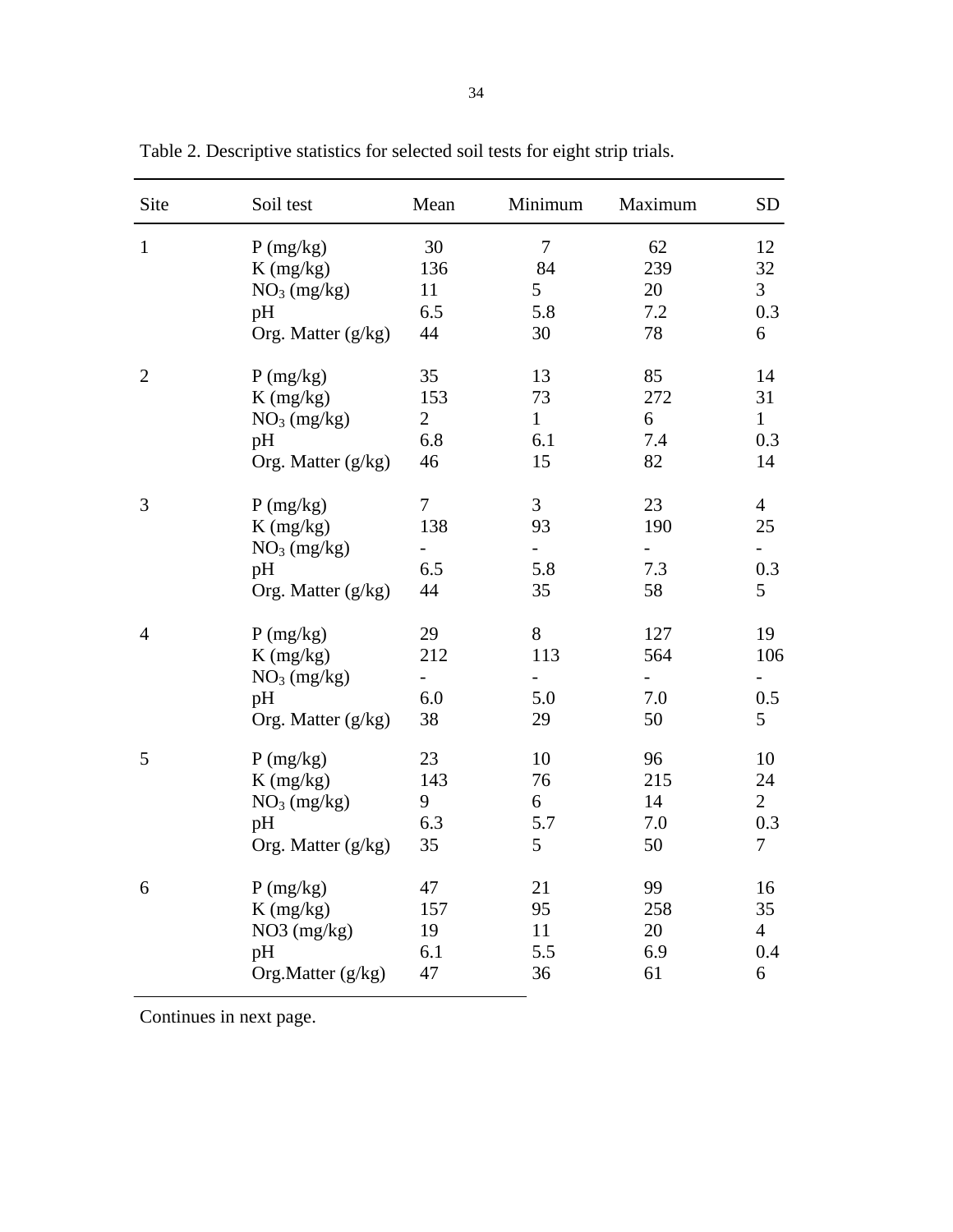Table 2. Descriptive statistics for selected soil tests for eight strip trials.

| Site | Soil test | Mean | Minimum | Maximum | SD |
|---|---|---|---|---|---|
| 1 | P (mg/kg) | 30 | 7 | 62 | 12 |
| | K (mg/kg) | 136 | 84 | 239 | 32 |
| | $NO_3$ (mg/kg) | 11 | 5 | 20 | 3 |
| | pH | 6.5 | 5.8 | 7.2 | 0.3 |
| | Org. Matter (g/kg) | 44 | 30 | 78 | 6 |
| 2 | P (mg/kg) | 35 | 13 | 85 | 14 |
| | K (mg/kg) | 153 | 73 | 272 | 31 |
| | $NO_3$ (mg/kg) | 2 | 1 | 6 | 1 |
| | pH | 6.8 | 6.1 | 7.4 | 0.3 |
| | Org. Matter (g/kg) | 46 | 15 | 82 | 14 |
| 3 | P (mg/kg) | 7 | 3 | 23 | 4 |
| | K (mg/kg) | 138 | 93 | 190 | 25 |
| | $NO_3$ (mg/kg) | - | - | - | - |
| | pH | 6.5 | 5.8 | 7.3 | 0.3 |
| | Org. Matter (g/kg) | 44 | 35 | 58 | 5 |
| 4 | P (mg/kg) | 29 | 8 | 127 | 19 |
| | K (mg/kg) | 212 | 113 | 564 | 106 |
| | $NO_3$ (mg/kg) | - | - | - | - |
| | pH | 6.0 | 5.0 | 7.0 | 0.5 |
| | Org. Matter (g/kg) | 38 | 29 | 50 | 5 |
| 5 | P (mg/kg) | 23 | 10 | 96 | 10 |
| | K (mg/kg) | 143 | 76 | 215 | 24 |
| | $NO_3$ (mg/kg) | 9 | 6 | 14 | 2 |
| | pH | 6.3 | 5.7 | 7.0 | 0.3 |
| | Org. Matter (g/kg) | 35 | 5 | 50 | 7 |
| 6 | P (mg/kg) | 47 | 21 | 99 | 16 |
| | K (mg/kg) | 157 | 95 | 258 | 35 |
| | NO3 (mg/kg) | 19 | 11 | 20 | 4 |
| | pH | 6.1 | 5.5 | 6.9 | 0.4 |
| | Org.Matter (g/kg) | 47 | 36 | 61 | 6 |

Continues in next page.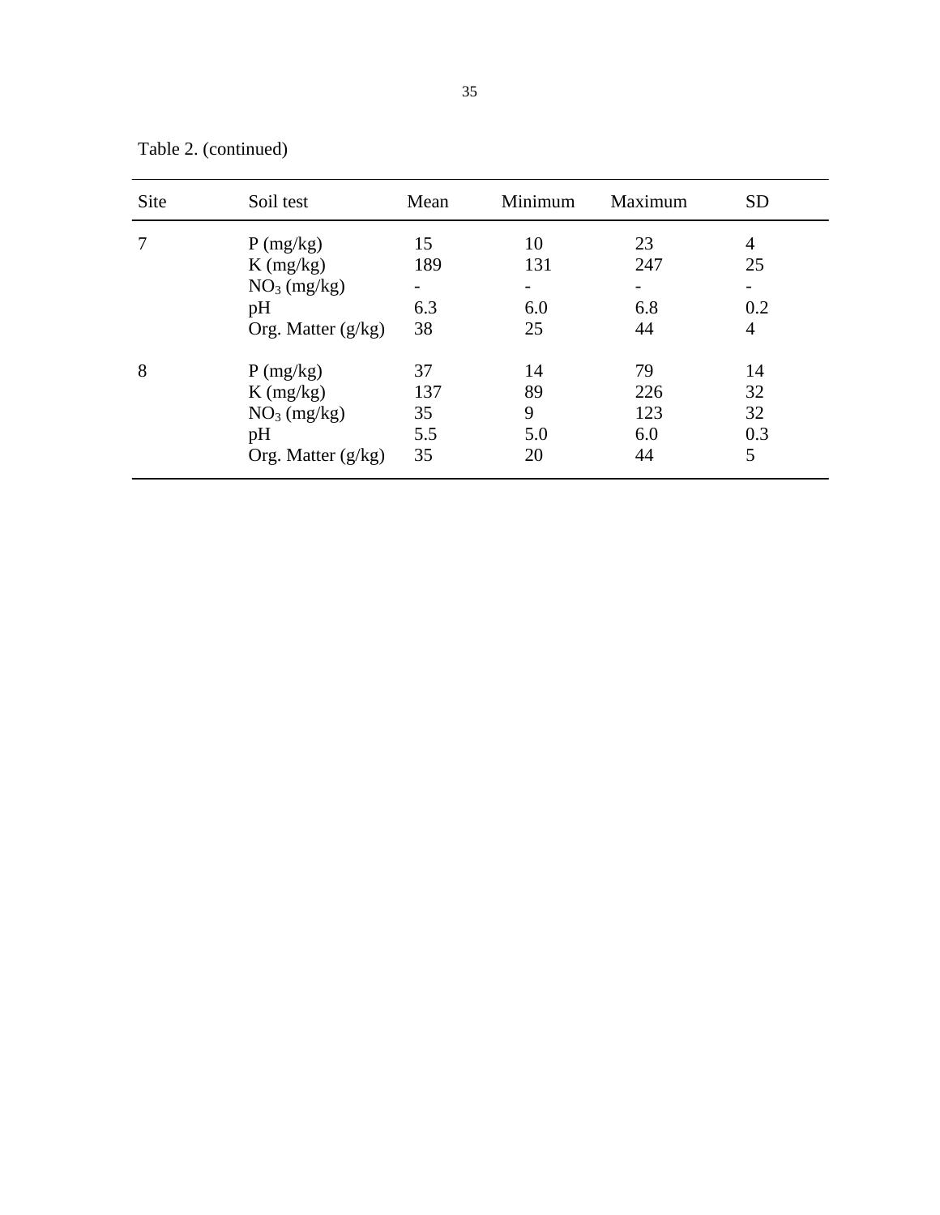Table 2. (continued)

| Site | Soil test | Mean | Minimum | Maximum | SD |
|---|---|---|---|---|---|
| 7 | P (mg/kg) | 15 | 10 | 23 | 4 |
| | K (mg/kg) | 189 | 131 | 247 | 25 |
| | $NO_3$ (mg/kg) | - | - | - | - |
| | pH | 6.3 | 6.0 | 6.8 | 0.2 |
| | Org. Matter (g/kg) | 38 | 25 | 44 | 4 |
| 8 | P (mg/kg) | 37 | 14 | 79 | 14 |
| | K (mg/kg) | 137 | 89 | 226 | 32 |
| | $NO_3$ (mg/kg) | 35 | 9 | 123 | 32 |
| | pH | 5.5 | 5.0 | 6.0 | 0.3 |
| | Org. Matter (g/kg) | 35 | 20 | 44 | 5 |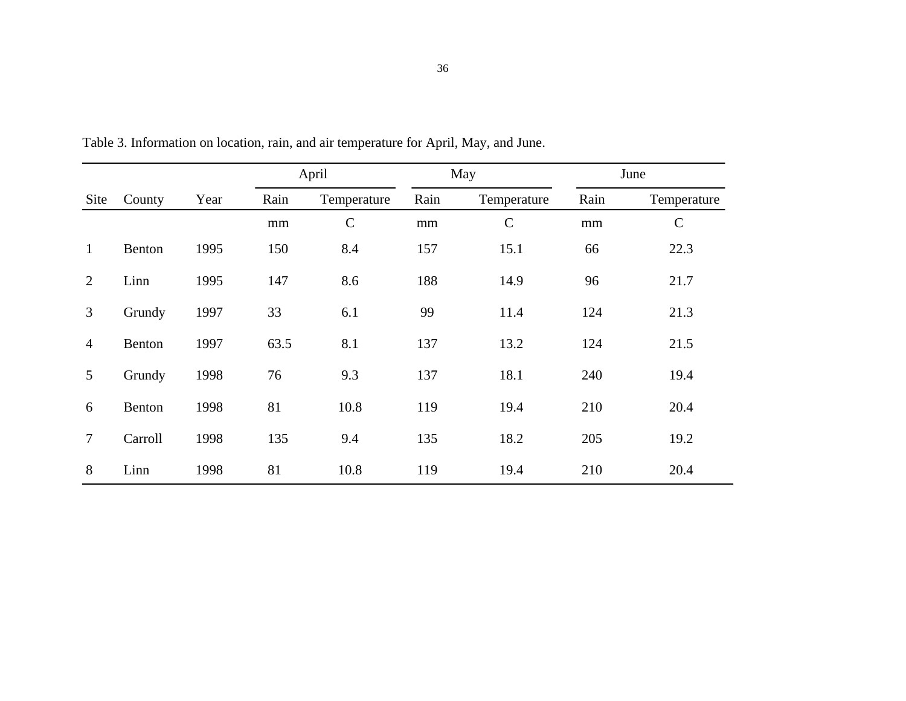Table 3. Information on location, rain, and air temperature for April, May, and June.

| | | | April | | May | | June | |
|---|---|---|---|---|---|---|---|---|
| Site | County | Year | Rain | Temperature | Rain | Temperature | Rain | Temperature |
| | | | mm | C | mm | C | mm | C |
| 1 | Benton | 1995 | 150 | 8.4 | 157 | 15.1 | 66 | 22.3 |
| 2 | Linn | 1995 | 147 | 8.6 | 188 | 14.9 | 96 | 21.7 |
| 3 | Grundy | 1997 | 33 | 6.1 | 99 | 11.4 | 124 | 21.3 |
| 4 | Benton | 1997 | 63.5 | 8.1 | 137 | 13.2 | 124 | 21.5 |
| 5 | Grundy | 1998 | 76 | 9.3 | 137 | 18.1 | 240 | 19.4 |
| 6 | Benton | 1998 | 81 | 10.8 | 119 | 19.4 | 210 | 20.4 |
| 7 | Carroll | 1998 | 135 | 9.4 | 135 | 18.2 | 205 | 19.2 |
| 8 | Linn | 1998 | 81 | 10.8 | 119 | 19.4 | 210 | 20.4 |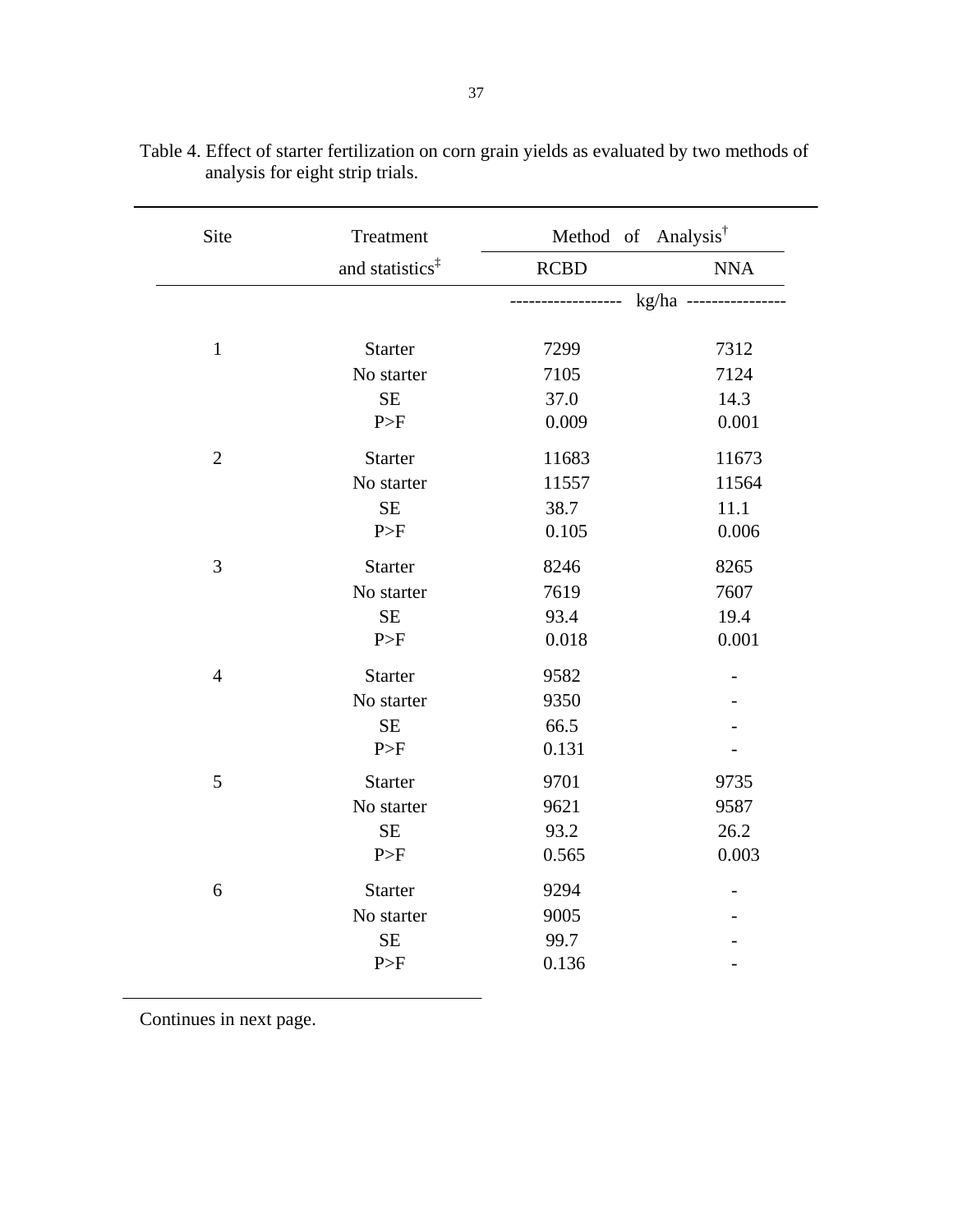Table 4. Effect of starter fertilization on corn grain yields as evaluated by two methods of analysis for eight strip trials.

| Site | Treatment and statistics[‡] | Method of Analysis[†] | |
|---|---|---|---|
| | | RCBD | NNA |
| | | ------------------ kg/ha ---------------- | |
| 1 | Starter | 7299 | 7312 |
| | No starter | 7105 | 7124 |
| | SE | 37.0 | 14.3 |
| | P>F | 0.009 | 0.001 |
| 2 | Starter | 11683 | 11673 |
| | No starter | 11557 | 11564 |
| | SE | 38.7 | 11.1 |
| | P>F | 0.105 | 0.006 |
| 3 | Starter | 8246 | 8265 |
| | No starter | 7619 | 7607 |
| | SE | 93.4 | 19.4 |
| | P>F | 0.018 | 0.001 |
| 4 | Starter | 9582 | - |
| | No starter | 9350 | - |
| | SE | 66.5 | - |
| | P>F | 0.131 | - |
| 5 | Starter | 9701 | 9735 |
| | No starter | 9621 | 9587 |
| | SE | 93.2 | 26.2 |
| | P>F | 0.565 | 0.003 |
| 6 | Starter | 9294 | - |
| | No starter | 9005 | - |
| | SE | 99.7 | - |
| | P>F | 0.136 | - |

Continues in next page.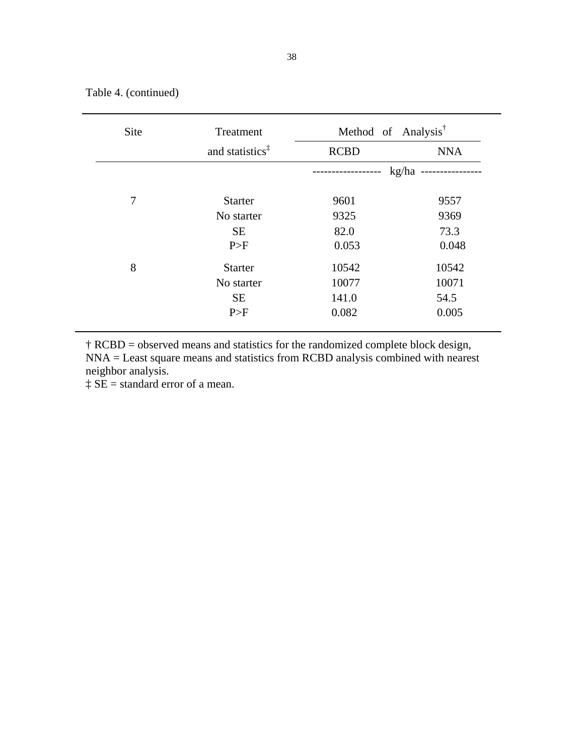Table 4. (continued)

| Site | Treatment and statistics[‡] | Method of Analysis[†] | |
|---|---|---|---|
| | | RCBD | NNA |
| | | ------------------ kg/ha ---------------- | |
| 7 | Starter | 9601 | 9557 |
| | No starter | 9325 | 9369 |
| | SE | 82.0 | 73.3 |
| | P>F | 0.053 | 0.048 |
| 8 | Starter | 10542 | 10542 |
| | No starter | 10077 | 10071 |
| | SE | 141.0 | 54.5 |
| | P>F | 0.082 | 0.005 |

† RCBD = observed means and statistics for the randomized complete block design, NNA = Least square means and statistics from RCBD analysis combined with nearest neighbor analysis.
‡ SE = standard error of a mean.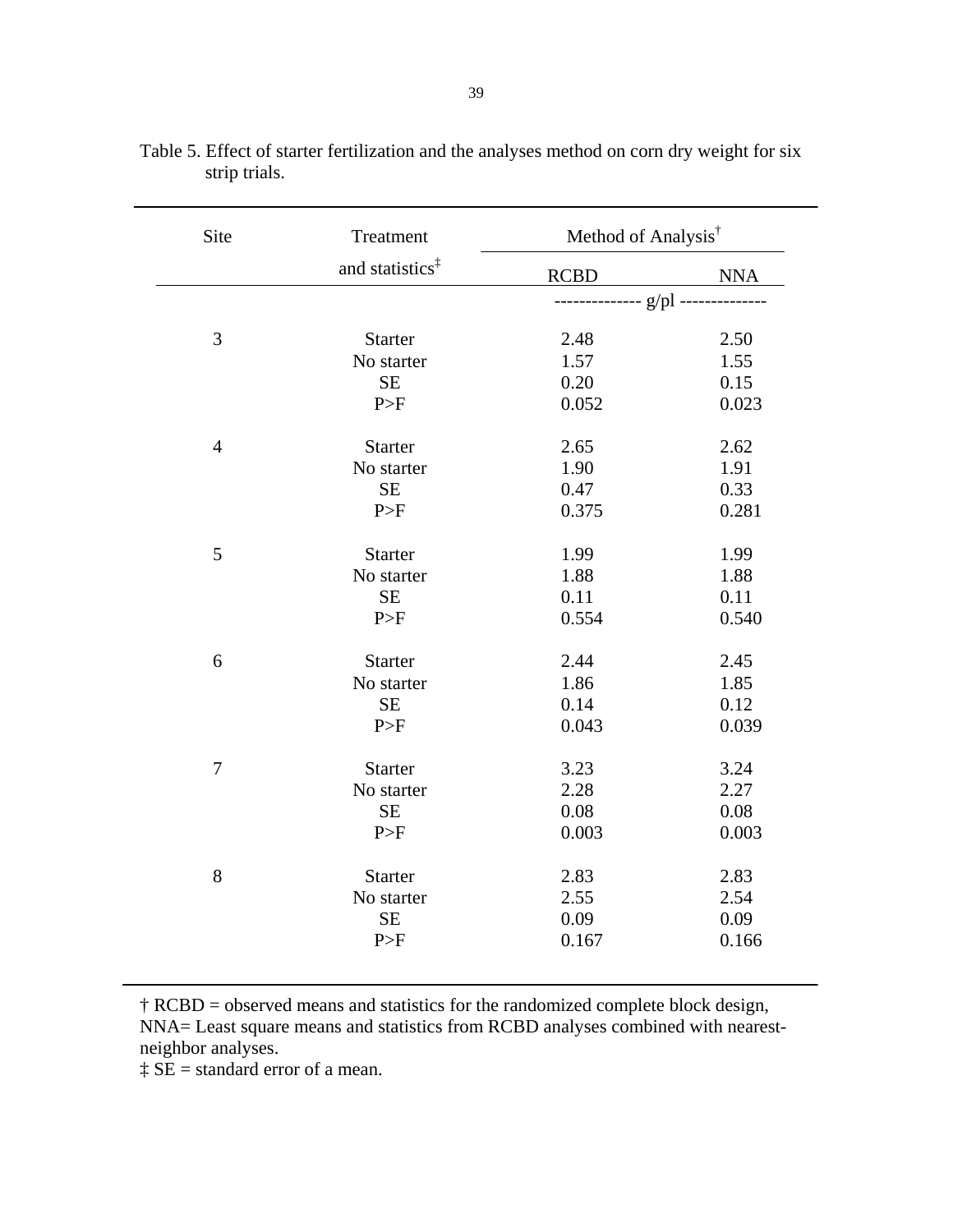Table 5. Effect of starter fertilization and the analyses method on corn dry weight for six strip trials.

| Site | Treatment and statistics[‡] | Method of Analysis[†] | |
|---|---|---|---|
| | | RCBD | NNA |
| | | -------------- g/pl -------------- | |
| 3 | Starter | 2.48 | 2.50 |
| | No starter | 1.57 | 1.55 |
| | SE | 0.20 | 0.15 |
| | P>F | 0.052 | 0.023 |
| 4 | Starter | 2.65 | 2.62 |
| | No starter | 1.90 | 1.91 |
| | SE | 0.47 | 0.33 |
| | P>F | 0.375 | 0.281 |
| 5 | Starter | 1.99 | 1.99 |
| | No starter | 1.88 | 1.88 |
| | SE | 0.11 | 0.11 |
| | P>F | 0.554 | 0.540 |
| 6 | Starter | 2.44 | 2.45 |
| | No starter | 1.86 | 1.85 |
| | SE | 0.14 | 0.12 |
| | P>F | 0.043 | 0.039 |
| 7 | Starter | 3.23 | 3.24 |
| | No starter | 2.28 | 2.27 |
| | SE | 0.08 | 0.08 |
| | P>F | 0.003 | 0.003 |
| 8 | Starter | 2.83 | 2.83 |
| | No starter | 2.55 | 2.54 |
| | SE | 0.09 | 0.09 |
| | P>F | 0.167 | 0.166 |

† RCBD = observed means and statistics for the randomized complete block design, NNA= Least square means and statistics from RCBD analyses combined with nearest-neighbor analyses.
‡ SE = standard error of a mean.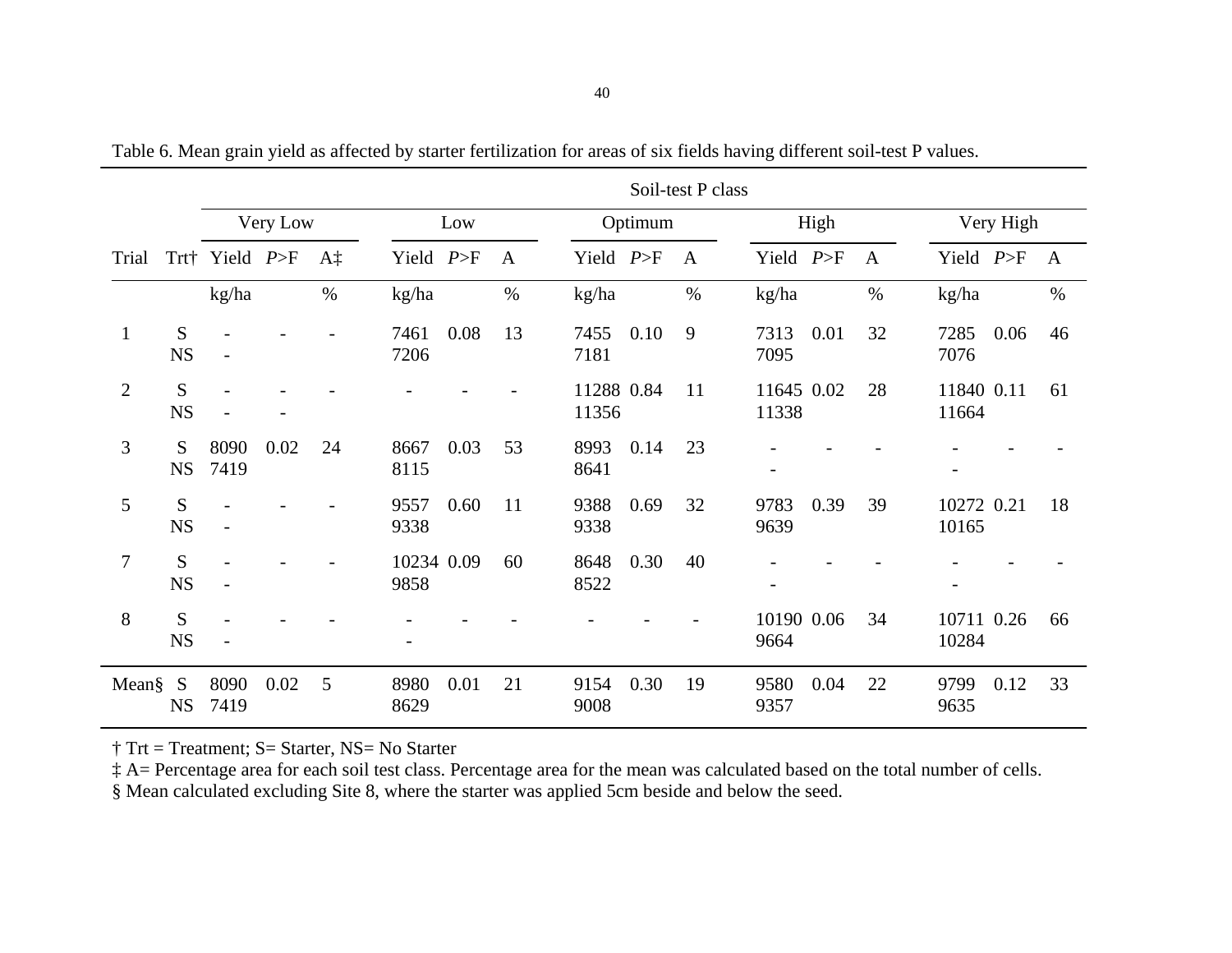Table 6. Mean grain yield as affected by starter fertilization for areas of six fields having different soil-test P values.

| | | Soil-test P class | | | | | | | | | | | | | | |
|---|---|---|---|---|---|---|---|---|---|---|---|---|---|---|---|---|
| | | Very Low | | | Low | | | Optimum | | | High | | | Very High | | |
| Trial | Trt† | Yield | *P*>F | A‡ | Yield | *P*>F | A | Yield | *P*>F | A | Yield | *P*>F | A | Yield | *P*>F | A |
| | | kg/ha | | % | kg/ha | | % | kg/ha | | % | kg/ha | | % | kg/ha | | % |
| 1 | S | - | - | - | 7461 | 0.08 | 13 | 7455 | 0.10 | 9 | 7313 | 0.01 | 32 | 7285 | 0.06 | 46 |
| | NS | - | | | 7206 | | | 7181 | | | 7095 | | | 7076 | | |
| 2 | S | - | - | - | - | - | - | 11288 | 0.84 | 11 | 11645 | 0.02 | 28 | 11840 | 0.11 | 61 |
| | NS | - | - | | | | | 11356 | | | 11338 | | | 11664 | | |
| 3 | S | 8090 | 0.02 | 24 | 8667 | 0.03 | 53 | 8993 | 0.14 | 23 | - | - | - | - | - | - |
| | NS | 7419 | | | 8115 | | | 8641 | | | - | | | - | | |
| 5 | S | - | - | - | 9557 | 0.60 | 11 | 9388 | 0.69 | 32 | 9783 | 0.39 | 39 | 10272 | 0.21 | 18 |
| | NS | - | | | 9338 | | | 9338 | | | 9639 | | | 10165 | | |
| 7 | S | - | - | - | 10234 | 0.09 | 60 | 8648 | 0.30 | 40 | - | - | - | - | - | - |
| | NS | - | | | 9858 | | | 8522 | | | - | | | - | | |
| 8 | S | - | - | - | - | - | - | - | - | - | 10190 | 0.06 | 34 | 10711 | 0.26 | 66 |
| | NS | - | | | - | | | | | | 9664 | | | 10284 | | |
| Mean§ | S | 8090 | 0.02 | 5 | 8980 | 0.01 | 21 | 9154 | 0.30 | 19 | 9580 | 0.04 | 22 | 9799 | 0.12 | 33 |
| | NS | 7419 | | | 8629 | | | 9008 | | | 9357 | | | 9635 | | |

† Trt = Treatment; S= Starter, NS= No Starter

‡ A= Percentage area for each soil test class. Percentage area for the mean was calculated based on the total number of cells.

§ Mean calculated excluding Site 8, where the starter was applied 5cm beside and below the seed.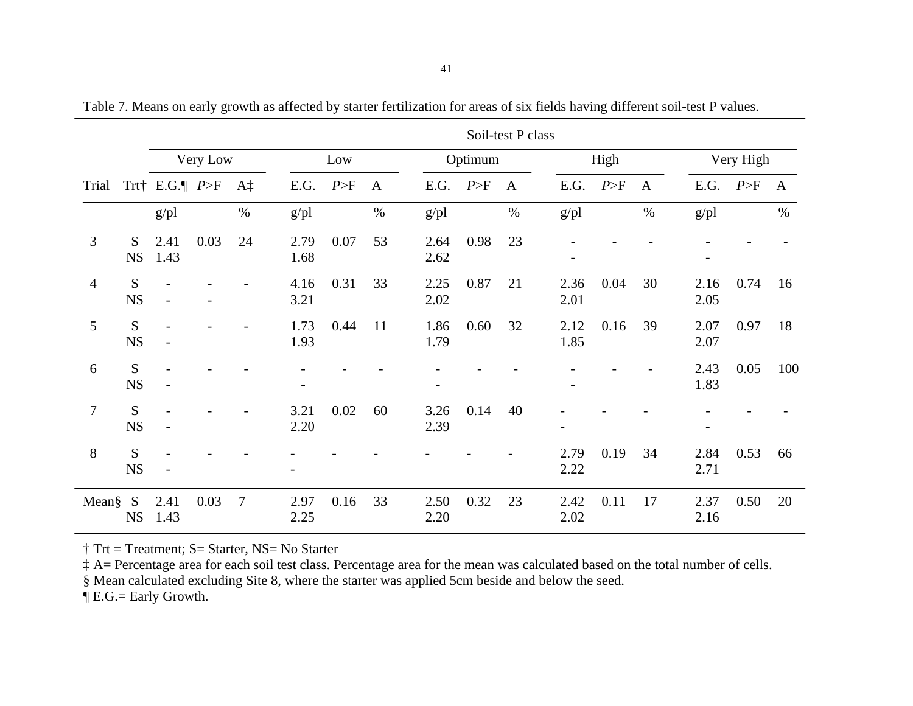Table 7. Means on early growth as affected by starter fertilization for areas of six fields having different soil-test P values.

| | | Soil-test P class | | | | | | | | | | | | | | |
|---|---|---|---|---|---|---|---|---|---|---|---|---|---|---|---|---|
| | | Very Low | | | Low | | | Optimum | | | High | | | Very High | | |
| Trial | Trt† | E.G.¶ | *P*>F | A‡ | E.G. | *P*>F | A | E.G. | *P*>F | A | E.G. | *P*>F | A | E.G. | *P*>F | A |
| | | g/pl | | % | g/pl | | % | g/pl | | % | g/pl | | % | g/pl | | % |
| 3 | S | 2.41 | 0.03 | 24 | 2.79 | 0.07 | 53 | 2.64 | 0.98 | 23 | - | - | - | - | - | - |
| | NS | 1.43 | | | 1.68 | | | 2.62 | | | - | | | - | | |
| 4 | S | - | - | - | 4.16 | 0.31 | 33 | 2.25 | 0.87 | 21 | 2.36 | 0.04 | 30 | 2.16 | 0.74 | 16 |
| | NS | - | - | | 3.21 | | | 2.02 | | | 2.01 | | | 2.05 | | |
| 5 | S | - | - | - | 1.73 | 0.44 | 11 | 1.86 | 0.60 | 32 | 2.12 | 0.16 | 39 | 2.07 | 0.97 | 18 |
| | NS | - | | | 1.93 | | | 1.79 | | | 1.85 | | | 2.07 | | |
| 6 | S | - | - | - | - | - | - | - | - | - | - | - | - | 2.43 | 0.05 | 100 |
| | NS | - | | | - | | | - | | | - | | | 1.83 | | |
| 7 | S | - | - | - | 3.21 | 0.02 | 60 | 3.26 | 0.14 | 40 | - | - | - | - | - | - |
| | NS | - | | | 2.20 | | | 2.39 | | | - | | | - | | |
| 8 | S | - | - | - | - | - | - | - | - | - | 2.79 | 0.19 | 34 | 2.84 | 0.53 | 66 |
| | NS | - | | | - | | | | | | 2.22 | | | 2.71 | | |
| Mean§ | S | 2.41 | 0.03 | 7 | 2.97 | 0.16 | 33 | 2.50 | 0.32 | 23 | 2.42 | 0.11 | 17 | 2.37 | 0.50 | 20 |
| | NS | 1.43 | | | 2.25 | | | 2.20 | | | 2.02 | | | 2.16 | | |

† Trt = Treatment; S= Starter, NS= No Starter

‡ A= Percentage area for each soil test class. Percentage area for the mean was calculated based on the total number of cells.

§ Mean calculated excluding Site 8, where the starter was applied 5cm beside and below the seed.

¶ E.G.= Early Growth.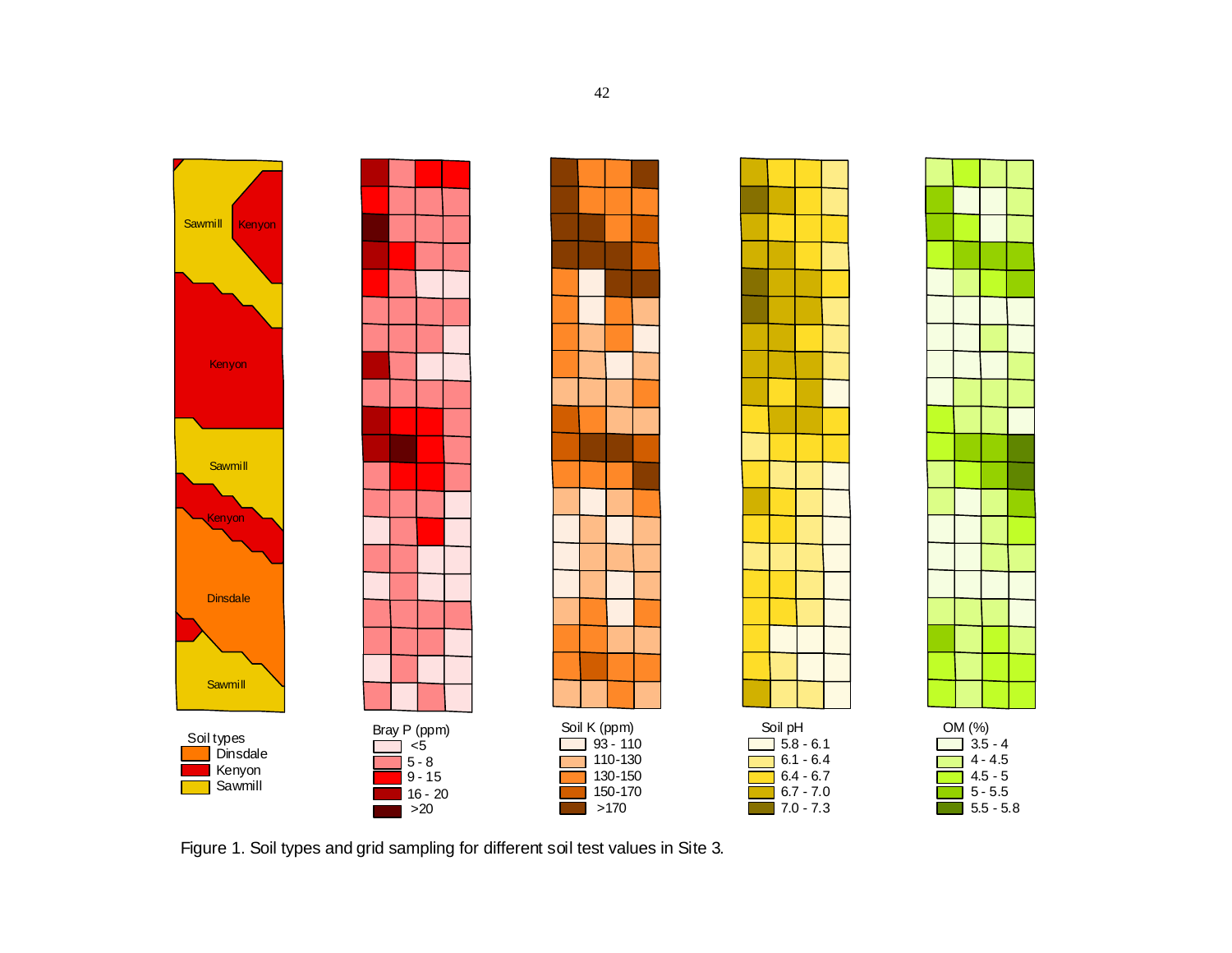Soil types
- Dinsdale
- Kenyon
- Sawmill

Bray P (ppm)
- <5
- 5 - 8
- 9 - 15
- 16 - 20
- >20

Soil K (ppm)
- 93 - 110
- 110-130
- 130-150
- 150-170
- >170

Soil pH
- 5.8 - 6.1
- 6.1 - 6.4
- 6.4 - 6.7
- 6.7 - 7.0
- 7.0 - 7.3

OM (%)
- 3.5 - 4
- 4 - 4.5
- 4.5 - 5
- 5 - 5.5
- 5.5 - 5.8

Figure 1. Soil types and grid sampling for different soil test values in Site 3.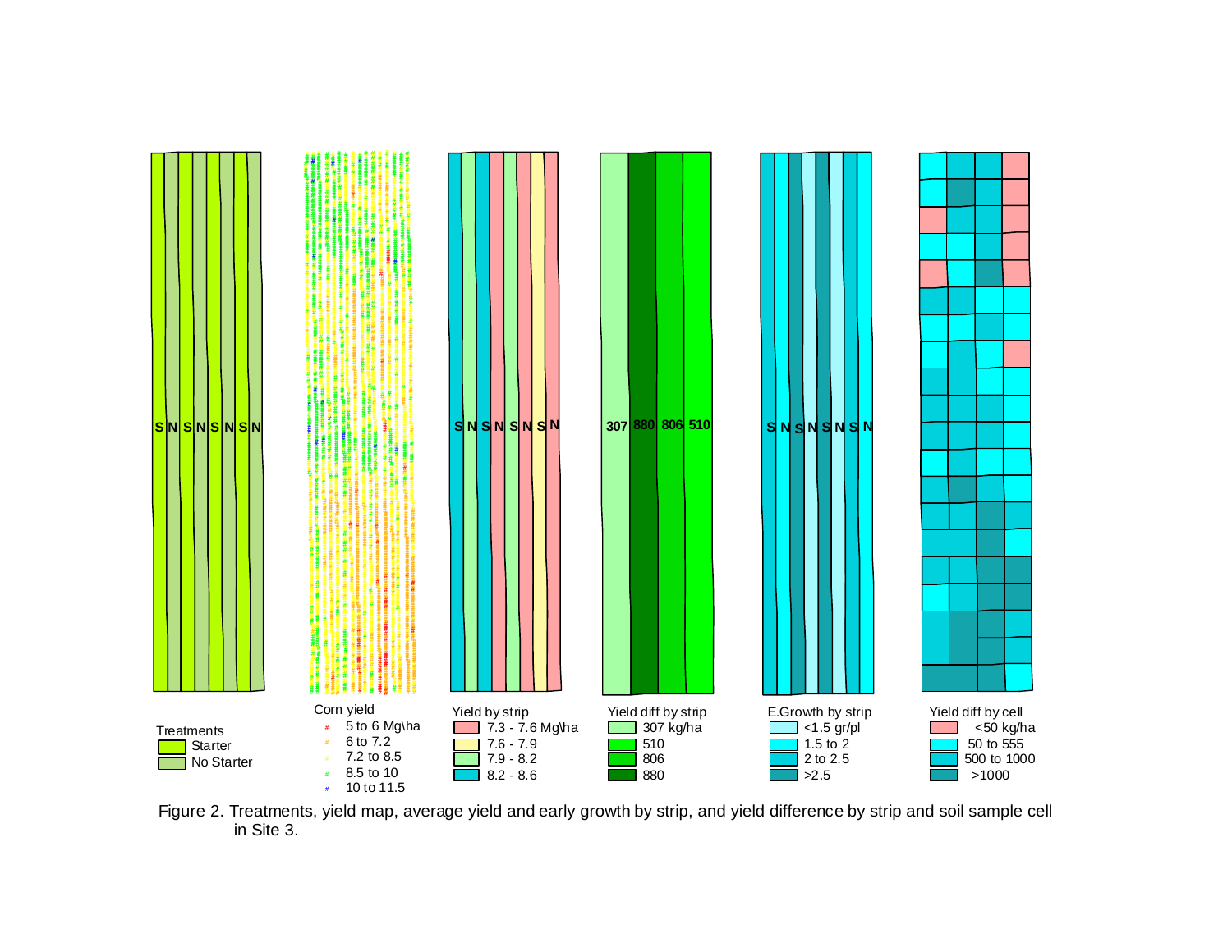S N S N S N S N

Treatments
- Starter
- No Starter

Corn yield
- 5 to 6 Mg\ha
- 6 to 7.2
- 7.2 to 8.5
- 8.5 to 10
- 10 to 11.5

S N S N S N S N

Yield by strip
- 7.3 - 7.6 Mg\ha
- 7.6 - 7.9
- 7.9 - 8.2
- 8.2 - 8.6

307 880 806 510

Yield diff by strip
- 307 kg/ha
- 510
- 806
- 880

S N S N S N S N

E.Growth by strip
- <1.5 gr/pl
- 1.5 to 2
- 2 to 2.5
- >2.5

Yield diff by cell
- <50 kg/ha
- 50 to 555
- 500 to 1000
- >1000

Figure 2. Treatments, yield map, average yield and early growth by strip, and yield difference by strip and soil sample cell in Site 3.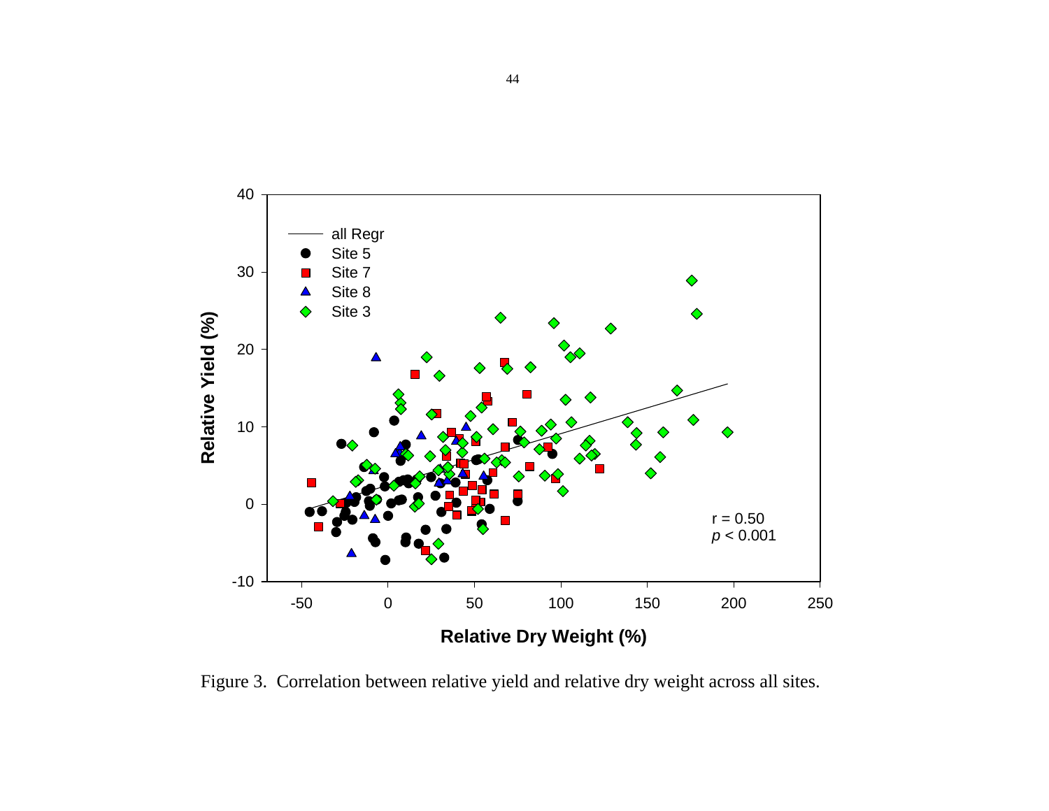Figure 3. Correlation between relative yield and relative dry weight across all sites.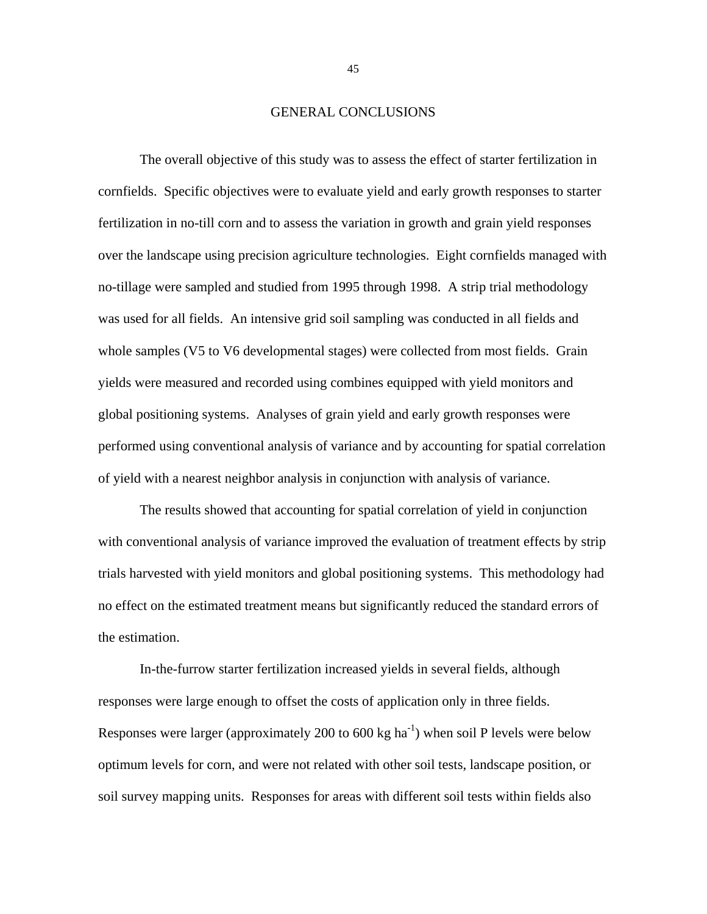# GENERAL CONCLUSIONS

The overall objective of this study was to assess the effect of starter fertilization in cornfields. Specific objectives were to evaluate yield and early growth responses to starter fertilization in no-till corn and to assess the variation in growth and grain yield responses over the landscape using precision agriculture technologies. Eight cornfields managed with no-tillage were sampled and studied from 1995 through 1998. A strip trial methodology was used for all fields. An intensive grid soil sampling was conducted in all fields and whole samples (V5 to V6 developmental stages) were collected from most fields. Grain yields were measured and recorded using combines equipped with yield monitors and global positioning systems. Analyses of grain yield and early growth responses were performed using conventional analysis of variance and by accounting for spatial correlation of yield with a nearest neighbor analysis in conjunction with analysis of variance.

The results showed that accounting for spatial correlation of yield in conjunction with conventional analysis of variance improved the evaluation of treatment effects by strip trials harvested with yield monitors and global positioning systems. This methodology had no effect on the estimated treatment means but significantly reduced the standard errors of the estimation.

In-the-furrow starter fertilization increased yields in several fields, although responses were large enough to offset the costs of application only in three fields. Responses were larger (approximately 200 to 600 kg $ha^{-1}$) when soil P levels were below optimum levels for corn, and were not related with other soil tests, landscape position, or soil survey mapping units. Responses for areas with different soil tests within fields also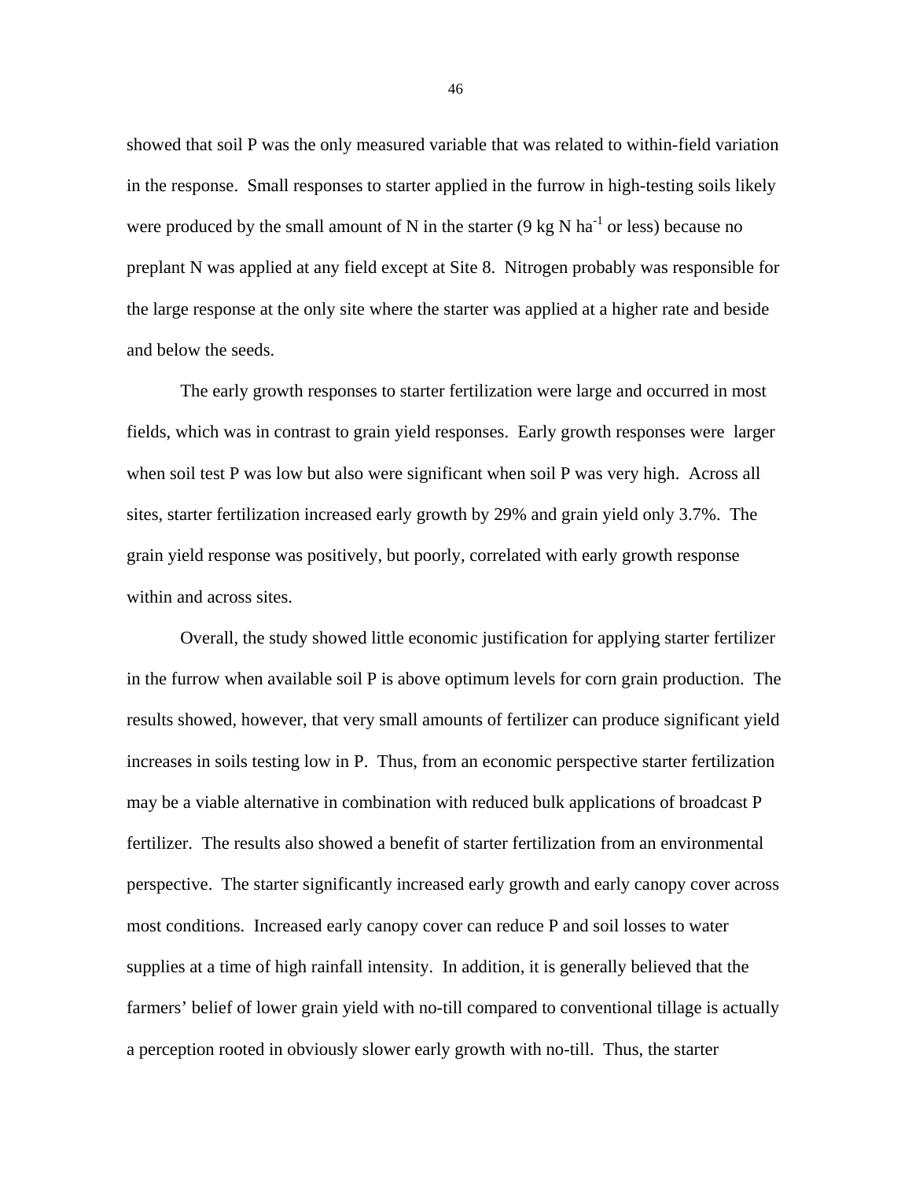showed that soil P was the only measured variable that was related to within-field variation in the response. Small responses to starter applied in the furrow in high-testing soils likely were produced by the small amount of N in the starter (9 kg N ha$^{-1}$ or less) because no preplant N was applied at any field except at Site 8. Nitrogen probably was responsible for the large response at the only site where the starter was applied at a higher rate and beside and below the seeds.

The early growth responses to starter fertilization were large and occurred in most fields, which was in contrast to grain yield responses. Early growth responses were larger when soil test P was low but also were significant when soil P was very high. Across all sites, starter fertilization increased early growth by 29% and grain yield only 3.7%. The grain yield response was positively, but poorly, correlated with early growth response within and across sites.

Overall, the study showed little economic justification for applying starter fertilizer in the furrow when available soil P is above optimum levels for corn grain production. The results showed, however, that very small amounts of fertilizer can produce significant yield increases in soils testing low in P. Thus, from an economic perspective starter fertilization may be a viable alternative in combination with reduced bulk applications of broadcast P fertilizer. The results also showed a benefit of starter fertilization from an environmental perspective. The starter significantly increased early growth and early canopy cover across most conditions. Increased early canopy cover can reduce P and soil losses to water supplies at a time of high rainfall intensity. In addition, it is generally believed that the farmers' belief of lower grain yield with no-till compared to conventional tillage is actually a perception rooted in obviously slower early growth with no-till. Thus, the starter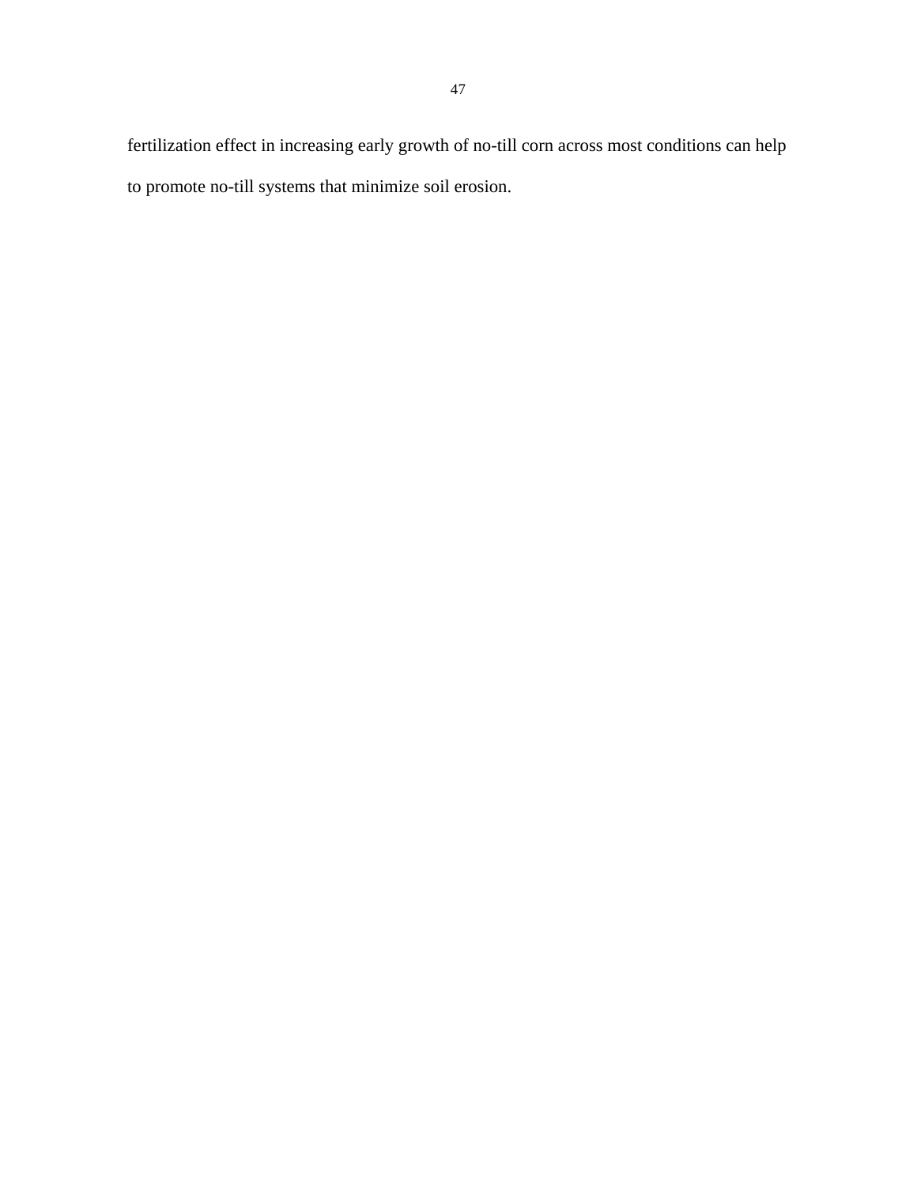fertilization effect in increasing early growth of no-till corn across most conditions can help to promote no-till systems that minimize soil erosion.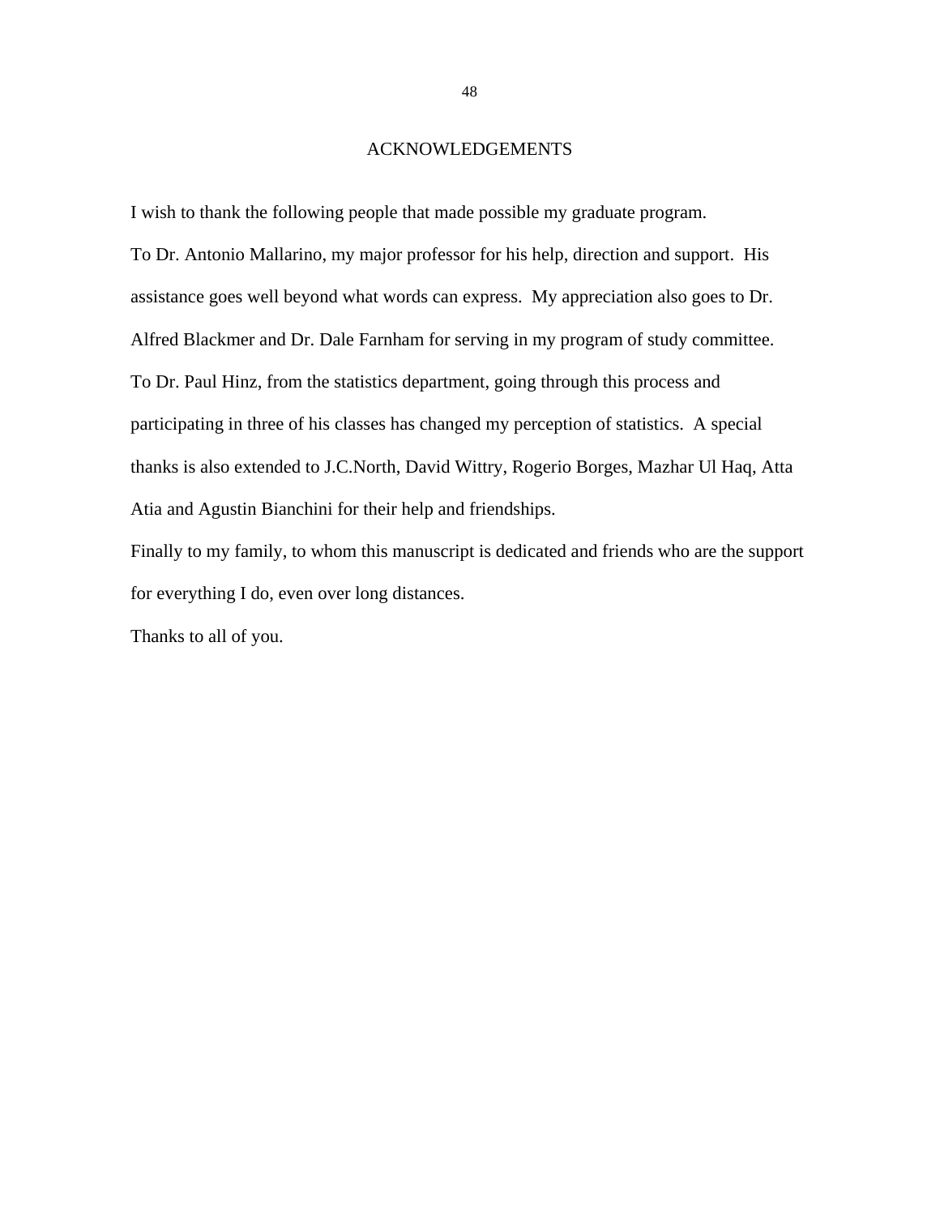## ACKNOWLEDGEMENTS

I wish to thank the following people that made possible my graduate program.

To Dr. Antonio Mallarino, my major professor for his help, direction and support. His assistance goes well beyond what words can express. My appreciation also goes to Dr. Alfred Blackmer and Dr. Dale Farnham for serving in my program of study committee.

To Dr. Paul Hinz, from the statistics department, going through this process and participating in three of his classes has changed my perception of statistics. A special thanks is also extended to J.C.North, David Wittry, Rogerio Borges, Mazhar Ul Haq, Atta Atia and Agustin Bianchini for their help and friendships.

Finally to my family, to whom this manuscript is dedicated and friends who are the support for everything I do, even over long distances.

Thanks to all of you.